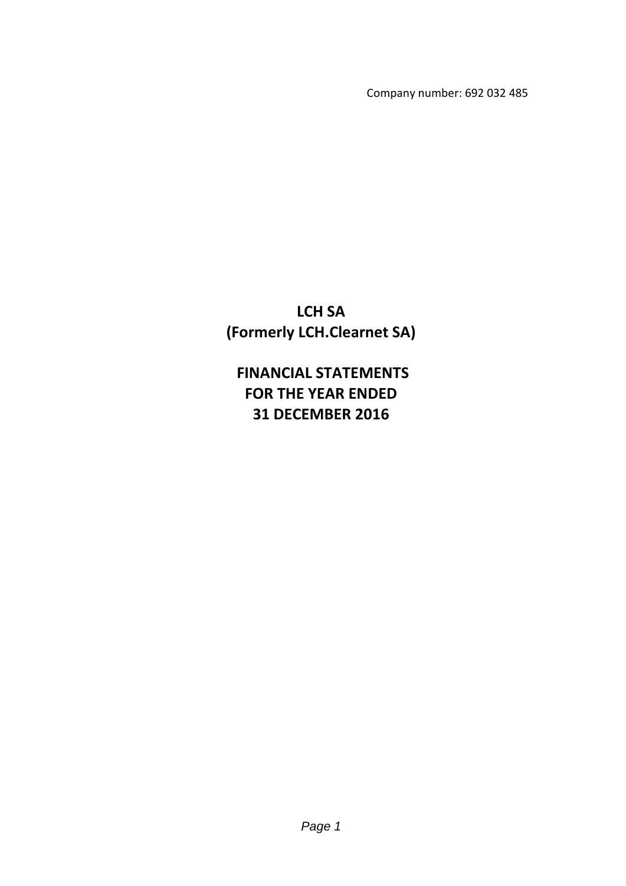Company number: 692 032 485

# LCH SA
# (Formerly LCH.Clearnet SA)

## FINANCIAL STATEMENTS
## FOR THE YEAR ENDED
## 31 DECEMBER 2016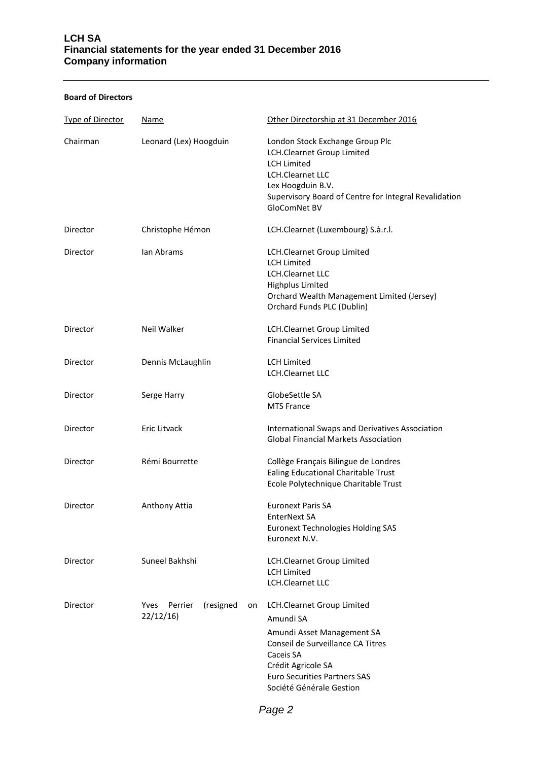**Board of Directors**

| Type of Director | Name | Other Directorship at 31 December 2016 |
|---|---|---|
| Chairman | Leonard (Lex) Hoogduin | London Stock Exchange Group Plc<br>LCH.Clearnet Group Limited<br>LCH Limited<br>LCH.Clearnet LLC<br>Lex Hoogduin B.V.<br>Supervisory Board of Centre for Integral Revalidation<br>GloComNet BV |
| Director | Christophe Hémon | LCH.Clearnet (Luxembourg) S.à.r.l. |
| Director | Ian Abrams | LCH.Clearnet Group Limited<br>LCH Limited<br>LCH.Clearnet LLC<br>Highplus Limited<br>Orchard Wealth Management Limited (Jersey)<br>Orchard Funds PLC (Dublin) |
| Director | Neil Walker | LCH.Clearnet Group Limited<br>Financial Services Limited |
| Director | Dennis McLaughlin | LCH Limited<br>LCH.Clearnet LLC |
| Director | Serge Harry | GlobeSettle SA<br>MTS France |
| Director | Eric Litvack | International Swaps and Derivatives Association<br>Global Financial Markets Association |
| Director | Rémi Bourrette | Collège Français Bilingue de Londres<br>Ealing Educational Charitable Trust<br>Ecole Polytechnique Charitable Trust |
| Director | Anthony Attia | Euronext Paris SA<br>EnterNext SA<br>Euronext Technologies Holding SAS<br>Euronext N.V. |
| Director | Suneel Bakhshi | LCH.Clearnet Group Limited<br>LCH Limited<br>LCH.Clearnet LLC |
| Director | Yves Perrier (resigned on 22/12/16) | LCH.Clearnet Group Limited<br>Amundi SA<br>Amundi Asset Management SA<br>Conseil de Surveillance CA Titres<br>Caceis SA<br>Crédit Agricole SA<br>Euro Securities Partners SAS<br>Société Générale Gestion |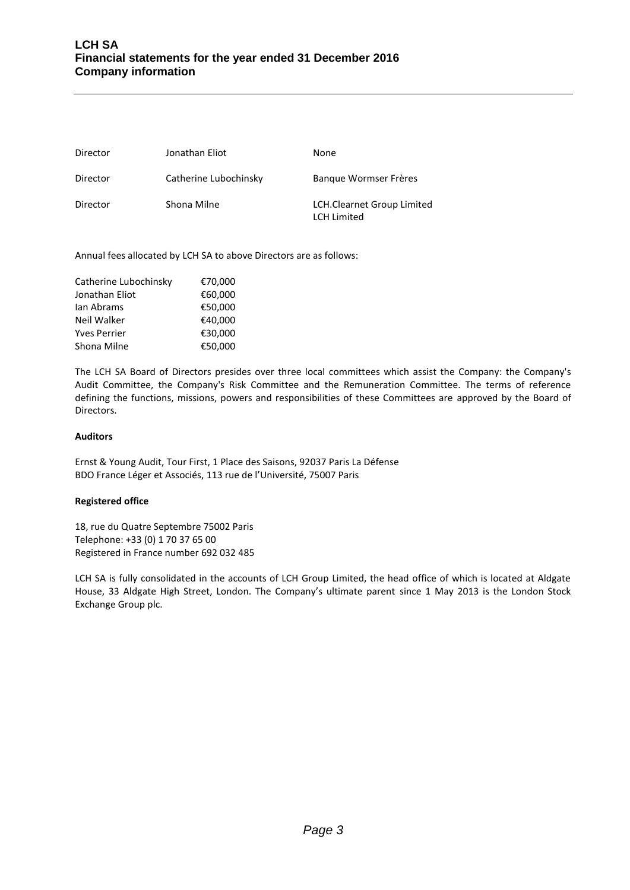| | | |
|---|---|---|
| Director | Jonathan Eliot | None |
| Director | Catherine Lubochinsky | Banque Wormser Frères |
| Director | Shona Milne | LCH.Clearnet Group Limited<br>LCH Limited |

Annual fees allocated by LCH SA to above Directors are as follows:

| | |
|---|---|
| Catherine Lubochinsky | €70,000 |
| Jonathan Eliot | €60,000 |
| Ian Abrams | €50,000 |
| Neil Walker | €40,000 |
| Yves Perrier | €30,000 |
| Shona Milne | €50,000 |

The LCH SA Board of Directors presides over three local committees which assist the Company: the Company's Audit Committee, the Company's Risk Committee and the Remuneration Committee. The terms of reference defining the functions, missions, powers and responsibilities of these Committees are approved by the Board of Directors.

**Auditors**

Ernst & Young Audit, Tour First, 1 Place des Saisons, 92037 Paris La Défense
BDO France Léger et Associés, 113 rue de l'Université, 75007 Paris

**Registered office**

18, rue du Quatre Septembre 75002 Paris
Telephone: +33 (0) 1 70 37 65 00
Registered in France number 692 032 485

LCH SA is fully consolidated in the accounts of LCH Group Limited, the head office of which is located at Aldgate House, 33 Aldgate High Street, London. The Company's ultimate parent since 1 May 2013 is the London Stock Exchange Group plc.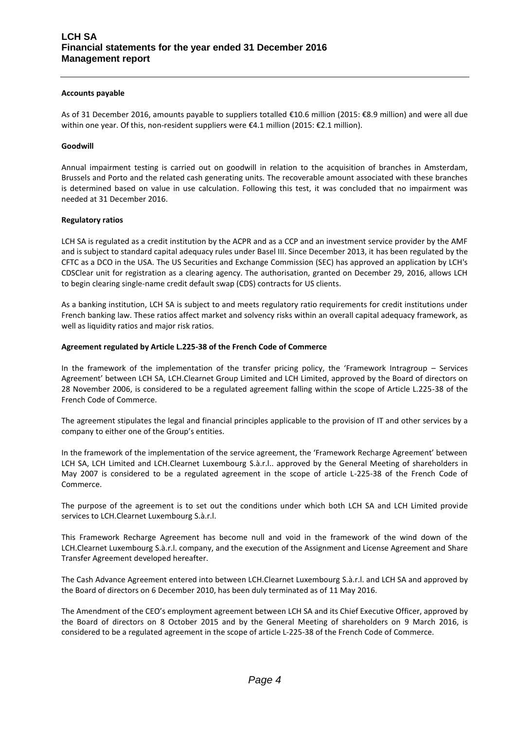**Accounts payable**

As of 31 December 2016, amounts payable to suppliers totalled €10.6 million (2015: €8.9 million) and were all due within one year. Of this, non-resident suppliers were €4.1 million (2015: €2.1 million).

**Goodwill**

Annual impairment testing is carried out on goodwill in relation to the acquisition of branches in Amsterdam, Brussels and Porto and the related cash generating units. The recoverable amount associated with these branches is determined based on value in use calculation. Following this test, it was concluded that no impairment was needed at 31 December 2016.

**Regulatory ratios**

LCH SA is regulated as a credit institution by the ACPR and as a CCP and an investment service provider by the AMF and is subject to standard capital adequacy rules under Basel III. Since December 2013, it has been regulated by the CFTC as a DCO in the USA. The US Securities and Exchange Commission (SEC) has approved an application by LCH's CDSClear unit for registration as a clearing agency. The authorisation, granted on December 29, 2016, allows LCH to begin clearing single-name credit default swap (CDS) contracts for US clients.

As a banking institution, LCH SA is subject to and meets regulatory ratio requirements for credit institutions under French banking law. These ratios affect market and solvency risks within an overall capital adequacy framework, as well as liquidity ratios and major risk ratios.

**Agreement regulated by Article L.225-38 of the French Code of Commerce**

In the framework of the implementation of the transfer pricing policy, the 'Framework Intragroup – Services Agreement' between LCH SA, LCH.Clearnet Group Limited and LCH Limited, approved by the Board of directors on 28 November 2006, is considered to be a regulated agreement falling within the scope of Article L.225-38 of the French Code of Commerce.

The agreement stipulates the legal and financial principles applicable to the provision of IT and other services by a company to either one of the Group's entities.

In the framework of the implementation of the service agreement, the 'Framework Recharge Agreement' between LCH SA, LCH Limited and LCH.Clearnet Luxembourg S.à.r.l.. approved by the General Meeting of shareholders in May 2007 is considered to be a regulated agreement in the scope of article L-225-38 of the French Code of Commerce.

The purpose of the agreement is to set out the conditions under which both LCH SA and LCH Limited provide services to LCH.Clearnet Luxembourg S.à.r.l.

This Framework Recharge Agreement has become null and void in the framework of the wind down of the LCH.Clearnet Luxembourg S.à.r.l. company, and the execution of the Assignment and License Agreement and Share Transfer Agreement developed hereafter.

The Cash Advance Agreement entered into between LCH.Clearnet Luxembourg S.à.r.l. and LCH SA and approved by the Board of directors on 6 December 2010, has been duly terminated as of 11 May 2016.

The Amendment of the CEO's employment agreement between LCH SA and its Chief Executive Officer, approved by the Board of directors on 8 October 2015 and by the General Meeting of shareholders on 9 March 2016, is considered to be a regulated agreement in the scope of article L-225-38 of the French Code of Commerce.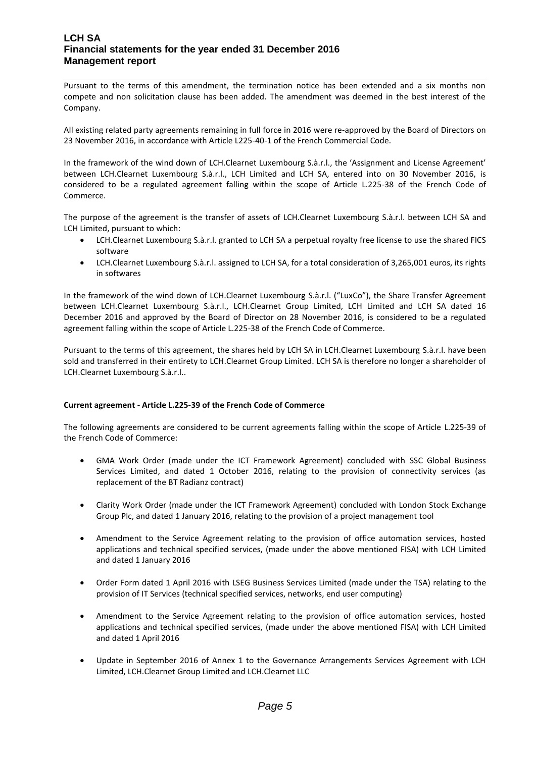Pursuant to the terms of this amendment, the termination notice has been extended and a six months non compete and non solicitation clause has been added. The amendment was deemed in the best interest of the Company.

All existing related party agreements remaining in full force in 2016 were re-approved by the Board of Directors on 23 November 2016, in accordance with Article L225-40-1 of the French Commercial Code.

In the framework of the wind down of LCH.Clearnet Luxembourg S.à.r.l., the 'Assignment and License Agreement' between LCH.Clearnet Luxembourg S.à.r.l., LCH Limited and LCH SA, entered into on 30 November 2016, is considered to be a regulated agreement falling within the scope of Article L.225-38 of the French Code of Commerce.

The purpose of the agreement is the transfer of assets of LCH.Clearnet Luxembourg S.à.r.l. between LCH SA and LCH Limited, pursuant to which:

- LCH.Clearnet Luxembourg S.à.r.l. granted to LCH SA a perpetual royalty free license to use the shared FICS software
- LCH.Clearnet Luxembourg S.à.r.l. assigned to LCH SA, for a total consideration of 3,265,001 euros, its rights in softwares

In the framework of the wind down of LCH.Clearnet Luxembourg S.à.r.l. ("LuxCo"), the Share Transfer Agreement between LCH.Clearnet Luxembourg S.à.r.l., LCH.Clearnet Group Limited, LCH Limited and LCH SA dated 16 December 2016 and approved by the Board of Director on 28 November 2016, is considered to be a regulated agreement falling within the scope of Article L.225-38 of the French Code of Commerce.

Pursuant to the terms of this agreement, the shares held by LCH SA in LCH.Clearnet Luxembourg S.à.r.l. have been sold and transferred in their entirety to LCH.Clearnet Group Limited. LCH SA is therefore no longer a shareholder of LCH.Clearnet Luxembourg S.à.r.l..

**Current agreement - Article L.225-39 of the French Code of Commerce**

The following agreements are considered to be current agreements falling within the scope of Article L.225-39 of the French Code of Commerce:

- GMA Work Order (made under the ICT Framework Agreement) concluded with SSC Global Business Services Limited, and dated 1 October 2016, relating to the provision of connectivity services (as replacement of the BT Radianz contract)
- Clarity Work Order (made under the ICT Framework Agreement) concluded with London Stock Exchange Group Plc, and dated 1 January 2016, relating to the provision of a project management tool
- Amendment to the Service Agreement relating to the provision of office automation services, hosted applications and technical specified services, (made under the above mentioned FISA) with LCH Limited and dated 1 January 2016
- Order Form dated 1 April 2016 with LSEG Business Services Limited (made under the TSA) relating to the provision of IT Services (technical specified services, networks, end user computing)
- Amendment to the Service Agreement relating to the provision of office automation services, hosted applications and technical specified services, (made under the above mentioned FISA) with LCH Limited and dated 1 April 2016
- Update in September 2016 of Annex 1 to the Governance Arrangements Services Agreement with LCH Limited, LCH.Clearnet Group Limited and LCH.Clearnet LLC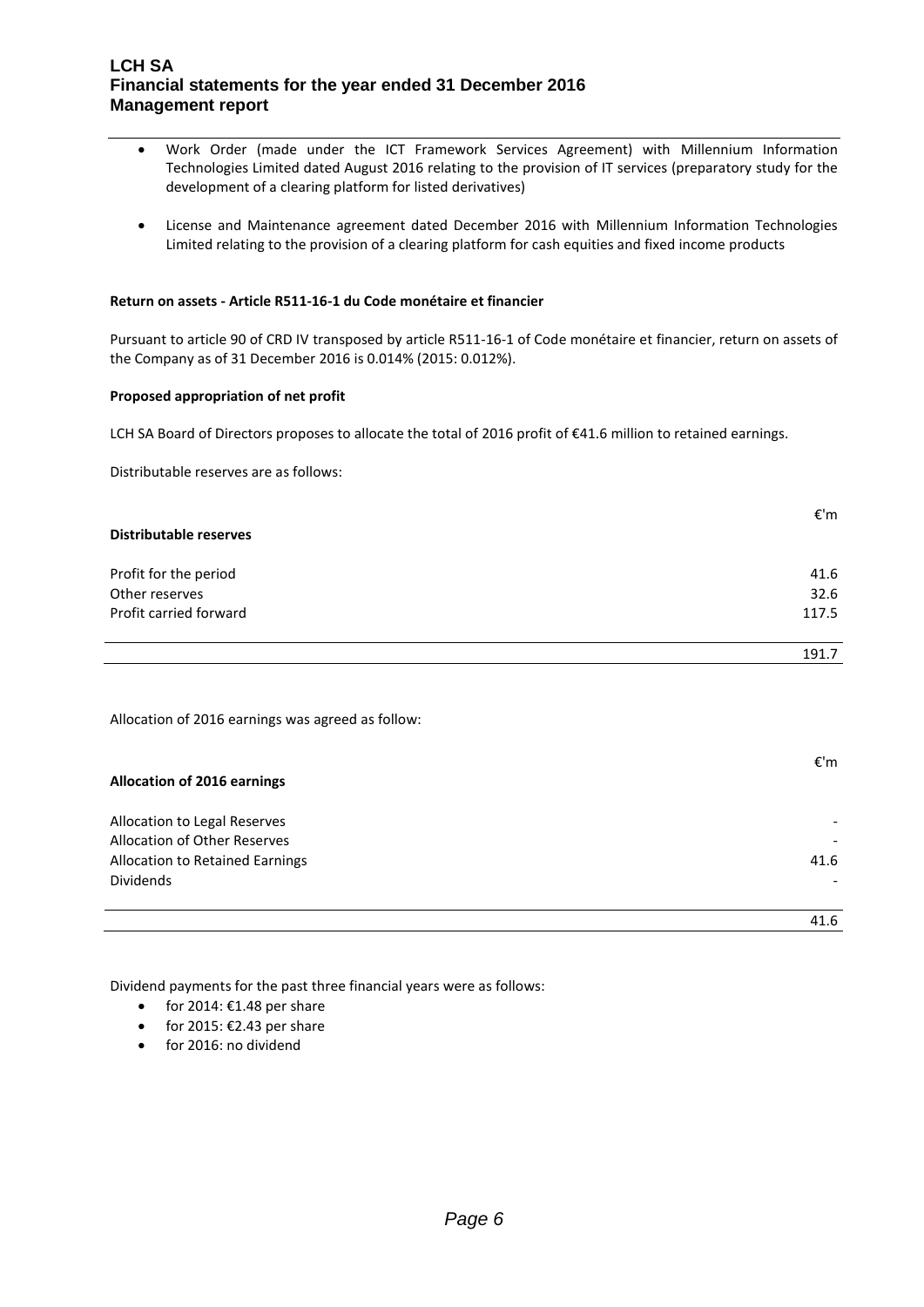- Work Order (made under the ICT Framework Services Agreement) with Millennium Information Technologies Limited dated August 2016 relating to the provision of IT services (preparatory study for the development of a clearing platform for listed derivatives)

- License and Maintenance agreement dated December 2016 with Millennium Information Technologies Limited relating to the provision of a clearing platform for cash equities and fixed income products

**Return on assets - Article R511-16-1 du Code monétaire et financier**

Pursuant to article 90 of CRD IV transposed by article R511-16-1 of Code monétaire et financier, return on assets of the Company as of 31 December 2016 is 0.014% (2015: 0.012%).

**Proposed appropriation of net profit**

LCH SA Board of Directors proposes to allocate the total of 2016 profit of €41.6 million to retained earnings.

Distributable reserves are as follows:

| **Distributable reserves** | €'m |
|---|---|
| Profit for the period | 41.6 |
| Other reserves | 32.6 |
| Profit carried forward | 117.5 |
| | 191.7 |

Allocation of 2016 earnings was agreed as follow:

| **Allocation of 2016 earnings** | €'m |
|---|---|
| Allocation to Legal Reserves | - |
| Allocation of Other Reserves | - |
| Allocation to Retained Earnings | 41.6 |
| Dividends | - |
| | 41.6 |

Dividend payments for the past three financial years were as follows:

- for 2014: €1.48 per share
- for 2015: €2.43 per share
- for 2016: no dividend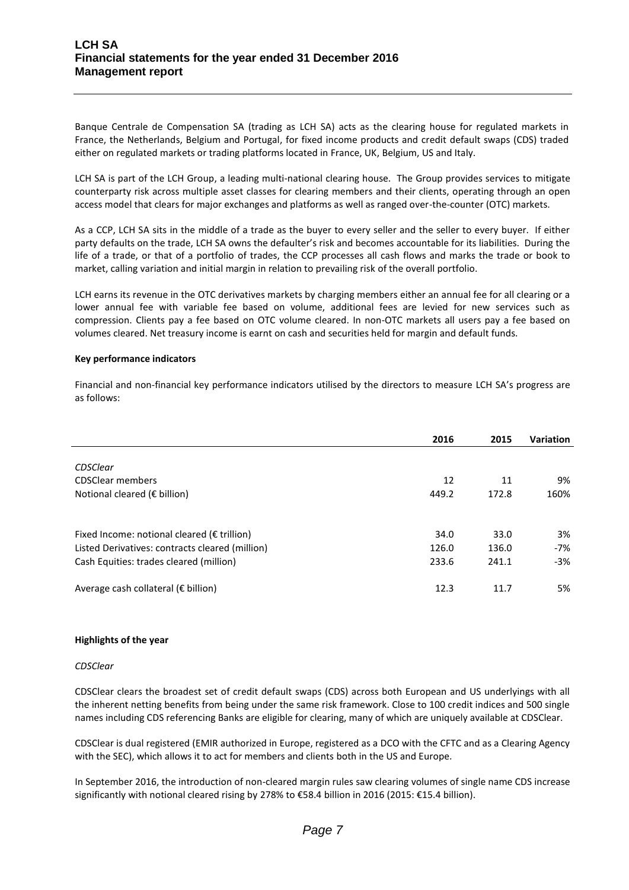Banque Centrale de Compensation SA (trading as LCH SA) acts as the clearing house for regulated markets in France, the Netherlands, Belgium and Portugal, for fixed income products and credit default swaps (CDS) traded either on regulated markets or trading platforms located in France, UK, Belgium, US and Italy.

LCH SA is part of the LCH Group, a leading multi-national clearing house. The Group provides services to mitigate counterparty risk across multiple asset classes for clearing members and their clients, operating through an open access model that clears for major exchanges and platforms as well as ranged over-the-counter (OTC) markets.

As a CCP, LCH SA sits in the middle of a trade as the buyer to every seller and the seller to every buyer. If either party defaults on the trade, LCH SA owns the defaulter's risk and becomes accountable for its liabilities. During the life of a trade, or that of a portfolio of trades, the CCP processes all cash flows and marks the trade or book to market, calling variation and initial margin in relation to prevailing risk of the overall portfolio.

LCH earns its revenue in the OTC derivatives markets by charging members either an annual fee for all clearing or a lower annual fee with variable fee based on volume, additional fees are levied for new services such as compression. Clients pay a fee based on OTC volume cleared. In non-OTC markets all users pay a fee based on volumes cleared. Net treasury income is earnt on cash and securities held for margin and default funds.

**Key performance indicators**

Financial and non-financial key performance indicators utilised by the directors to measure LCH SA's progress are as follows:

| | 2016 | 2015 | Variation |
|---|---|---|---|
| *CDSClear* | | | |
| CDSClear members | 12 | 11 | 9% |
| Notional cleared (€ billion) | 449.2 | 172.8 | 160% |
| | | | |
| Fixed Income: notional cleared (€ trillion) | 34.0 | 33.0 | 3% |
| Listed Derivatives: contracts cleared (million) | 126.0 | 136.0 | -7% |
| Cash Equities: trades cleared (million) | 233.6 | 241.1 | -3% |
| Average cash collateral (€ billion) | 12.3 | 11.7 | 5% |

**Highlights of the year**

*CDSClear*

CDSClear clears the broadest set of credit default swaps (CDS) across both European and US underlyings with all the inherent netting benefits from being under the same risk framework. Close to 100 credit indices and 500 single names including CDS referencing Banks are eligible for clearing, many of which are uniquely available at CDSClear.

CDSClear is dual registered (EMIR authorized in Europe, registered as a DCO with the CFTC and as a Clearing Agency with the SEC), which allows it to act for members and clients both in the US and Europe.

In September 2016, the introduction of non-cleared margin rules saw clearing volumes of single name CDS increase significantly with notional cleared rising by 278% to €58.4 billion in 2016 (2015: €15.4 billion).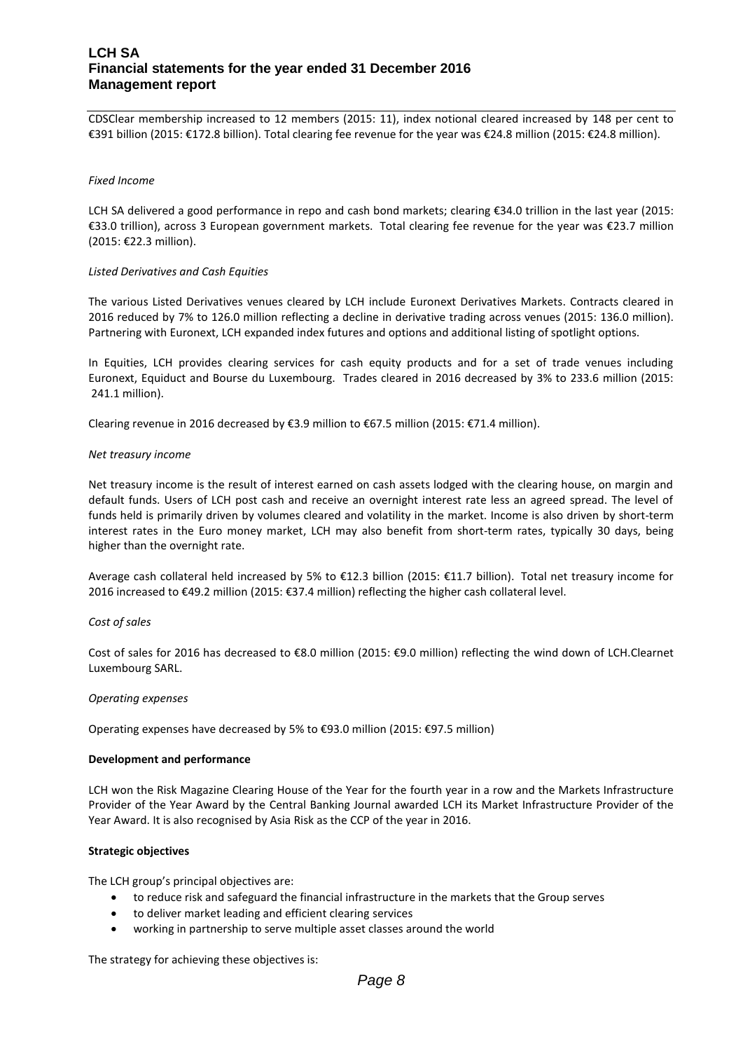CDSClear membership increased to 12 members (2015: 11), index notional cleared increased by 148 per cent to €391 billion (2015: €172.8 billion). Total clearing fee revenue for the year was €24.8 million (2015: €24.8 million).

*Fixed Income*

LCH SA delivered a good performance in repo and cash bond markets; clearing €34.0 trillion in the last year (2015: €33.0 trillion), across 3 European government markets. Total clearing fee revenue for the year was €23.7 million (2015: €22.3 million).

*Listed Derivatives and Cash Equities*

The various Listed Derivatives venues cleared by LCH include Euronext Derivatives Markets. Contracts cleared in 2016 reduced by 7% to 126.0 million reflecting a decline in derivative trading across venues (2015: 136.0 million). Partnering with Euronext, LCH expanded index futures and options and additional listing of spotlight options.

In Equities, LCH provides clearing services for cash equity products and for a set of trade venues including Euronext, Equiduct and Bourse du Luxembourg. Trades cleared in 2016 decreased by 3% to 233.6 million (2015: 241.1 million).

Clearing revenue in 2016 decreased by €3.9 million to €67.5 million (2015: €71.4 million).

*Net treasury income*

Net treasury income is the result of interest earned on cash assets lodged with the clearing house, on margin and default funds. Users of LCH post cash and receive an overnight interest rate less an agreed spread. The level of funds held is primarily driven by volumes cleared and volatility in the market. Income is also driven by short-term interest rates in the Euro money market, LCH may also benefit from short-term rates, typically 30 days, being higher than the overnight rate.

Average cash collateral held increased by 5% to €12.3 billion (2015: €11.7 billion). Total net treasury income for 2016 increased to €49.2 million (2015: €37.4 million) reflecting the higher cash collateral level.

*Cost of sales*

Cost of sales for 2016 has decreased to €8.0 million (2015: €9.0 million) reflecting the wind down of LCH.Clearnet Luxembourg SARL.

*Operating expenses*

Operating expenses have decreased by 5% to €93.0 million (2015: €97.5 million)

**Development and performance**

LCH won the Risk Magazine Clearing House of the Year for the fourth year in a row and the Markets Infrastructure Provider of the Year Award by the Central Banking Journal awarded LCH its Market Infrastructure Provider of the Year Award. It is also recognised by Asia Risk as the CCP of the year in 2016.

**Strategic objectives**

The LCH group's principal objectives are:

- to reduce risk and safeguard the financial infrastructure in the markets that the Group serves
- to deliver market leading and efficient clearing services
- working in partnership to serve multiple asset classes around the world

The strategy for achieving these objectives is: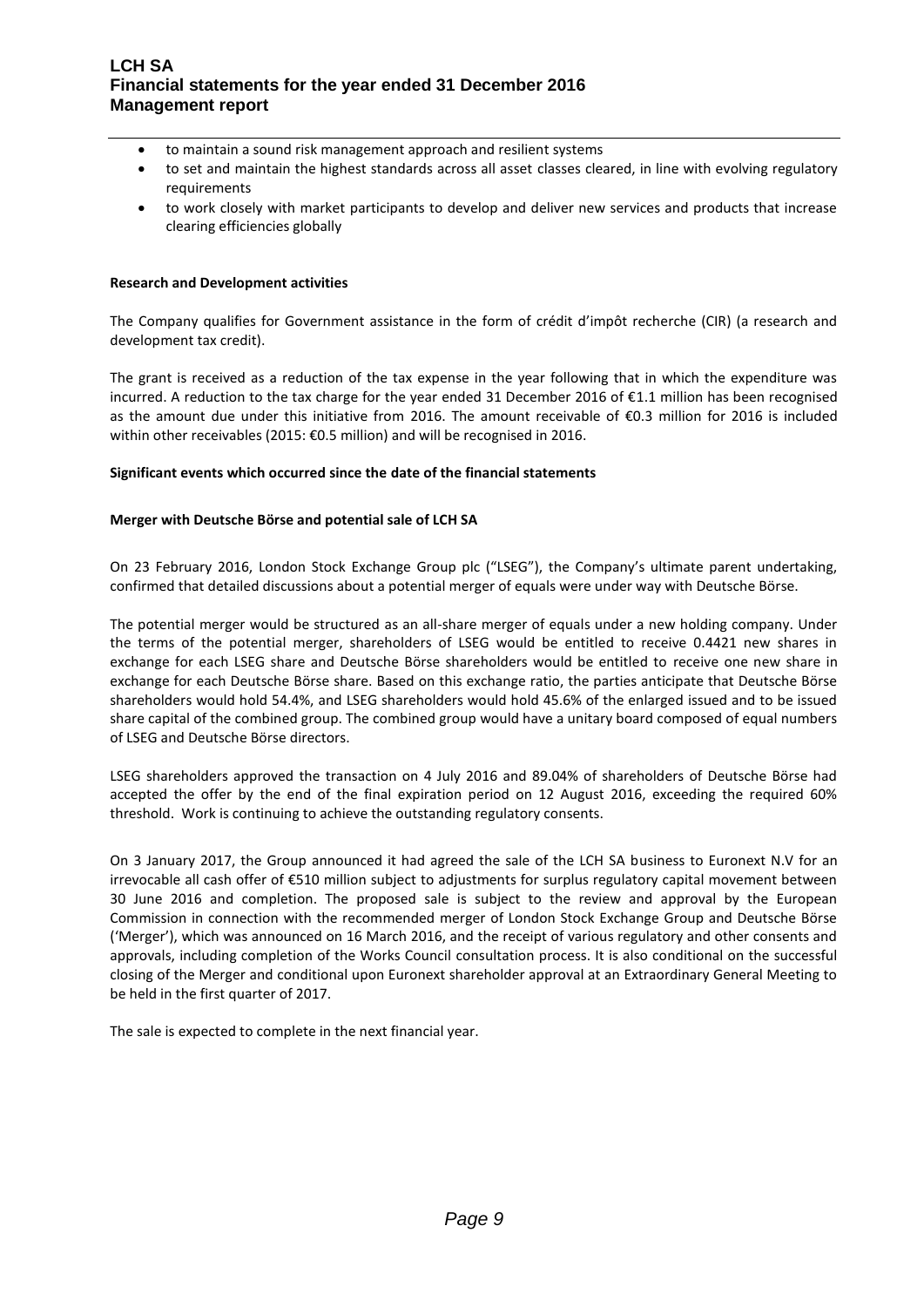- to maintain a sound risk management approach and resilient systems
- to set and maintain the highest standards across all asset classes cleared, in line with evolving regulatory requirements
- to work closely with market participants to develop and deliver new services and products that increase clearing efficiencies globally

**Research and Development activities**

The Company qualifies for Government assistance in the form of crédit d'impôt recherche (CIR) (a research and development tax credit).

The grant is received as a reduction of the tax expense in the year following that in which the expenditure was incurred. A reduction to the tax charge for the year ended 31 December 2016 of €1.1 million has been recognised as the amount due under this initiative from 2016. The amount receivable of €0.3 million for 2016 is included within other receivables (2015: €0.5 million) and will be recognised in 2016.

**Significant events which occurred since the date of the financial statements**

**Merger with Deutsche Börse and potential sale of LCH SA**

On 23 February 2016, London Stock Exchange Group plc ("LSEG"), the Company's ultimate parent undertaking, confirmed that detailed discussions about a potential merger of equals were under way with Deutsche Börse.

The potential merger would be structured as an all-share merger of equals under a new holding company. Under the terms of the potential merger, shareholders of LSEG would be entitled to receive 0.4421 new shares in exchange for each LSEG share and Deutsche Börse shareholders would be entitled to receive one new share in exchange for each Deutsche Börse share. Based on this exchange ratio, the parties anticipate that Deutsche Börse shareholders would hold 54.4%, and LSEG shareholders would hold 45.6% of the enlarged issued and to be issued share capital of the combined group. The combined group would have a unitary board composed of equal numbers of LSEG and Deutsche Börse directors.

LSEG shareholders approved the transaction on 4 July 2016 and 89.04% of shareholders of Deutsche Börse had accepted the offer by the end of the final expiration period on 12 August 2016, exceeding the required 60% threshold. Work is continuing to achieve the outstanding regulatory consents.

On 3 January 2017, the Group announced it had agreed the sale of the LCH SA business to Euronext N.V for an irrevocable all cash offer of €510 million subject to adjustments for surplus regulatory capital movement between 30 June 2016 and completion. The proposed sale is subject to the review and approval by the European Commission in connection with the recommended merger of London Stock Exchange Group and Deutsche Börse ('Merger'), which was announced on 16 March 2016, and the receipt of various regulatory and other consents and approvals, including completion of the Works Council consultation process. It is also conditional on the successful closing of the Merger and conditional upon Euronext shareholder approval at an Extraordinary General Meeting to be held in the first quarter of 2017.

The sale is expected to complete in the next financial year.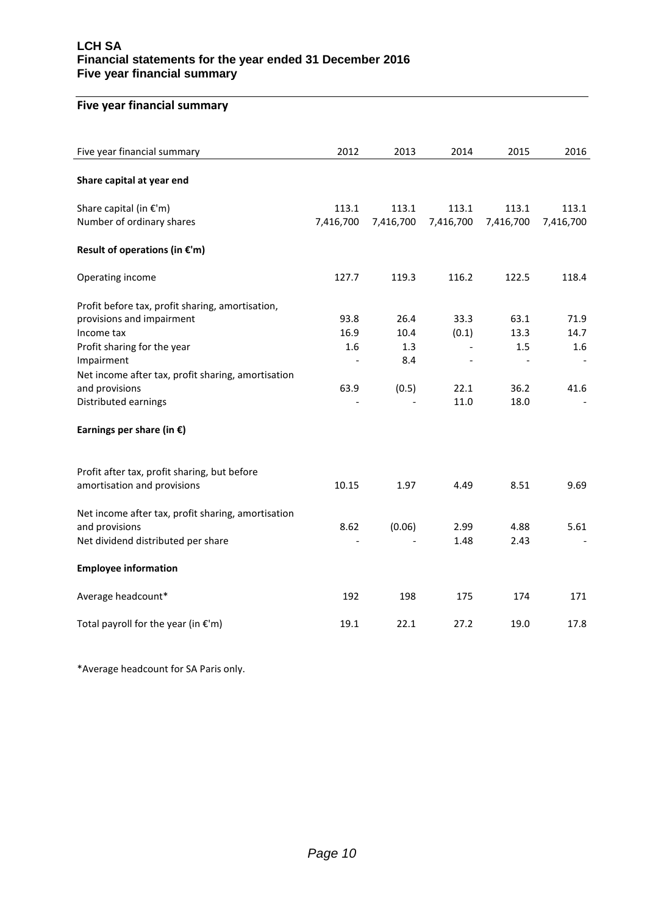## Five year financial summary

| Five year financial summary | 2012 | 2013 | 2014 | 2015 | 2016 |
|---|---|---|---|---|---|
| **Share capital at year end** | | | | | |
| Share capital (in €'m) | 113.1 | 113.1 | 113.1 | 113.1 | 113.1 |
| Number of ordinary shares | 7,416,700 | 7,416,700 | 7,416,700 | 7,416,700 | 7,416,700 |
| **Result of operations (in €'m)** | | | | | |
| Operating income | 127.7 | 119.3 | 116.2 | 122.5 | 118.4 |
| Profit before tax, profit sharing, amortisation, provisions and impairment | 93.8 | 26.4 | 33.3 | 63.1 | 71.9 |
| Income tax | 16.9 | 10.4 | (0.1) | 13.3 | 14.7 |
| Profit sharing for the year | 1.6 | 1.3 | - | 1.5 | 1.6 |
| Impairment | - | 8.4 | - | - | - |
| Net income after tax, profit sharing, amortisation and provisions | 63.9 | (0.5) | 22.1 | 36.2 | 41.6 |
| Distributed earnings | - | - | 11.0 | 18.0 | - |
| **Earnings per share (in €)** | | | | | |
| Profit after tax, profit sharing, but before amortisation and provisions | 10.15 | 1.97 | 4.49 | 8.51 | 9.69 |
| Net income after tax, profit sharing, amortisation and provisions | 8.62 | (0.06) | 2.99 | 4.88 | 5.61 |
| Net dividend distributed per share | - | - | 1.48 | 2.43 | - |
| **Employee information** | | | | | |
| Average headcount* | 192 | 198 | 175 | 174 | 171 |
| Total payroll for the year (in €'m) | 19.1 | 22.1 | 27.2 | 19.0 | 17.8 |

*Average headcount for SA Paris only.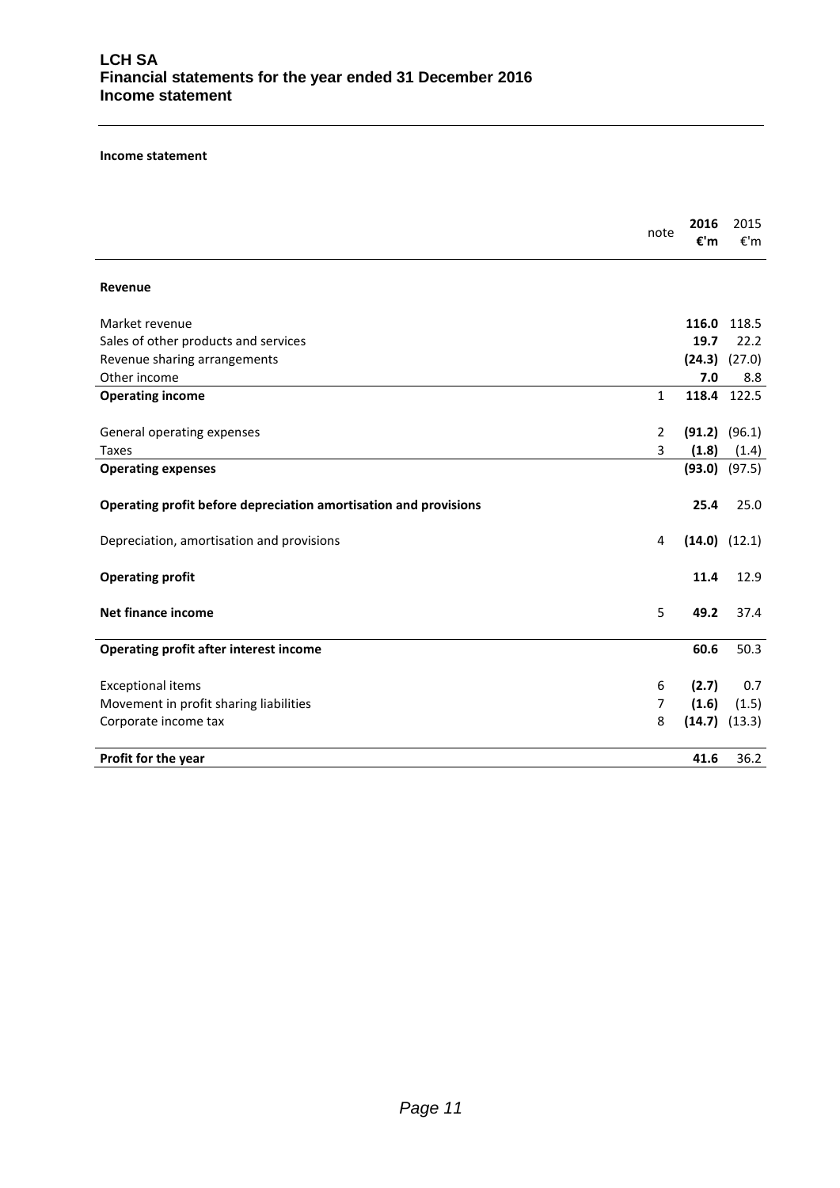**LCH SA**
**Financial statements for the year ended 31 December 2016**
**Income statement**

**Income statement**

| | note | **2016 €'m** | 2015 €'m |
|---|---|---|---|
| **Revenue** | | | |
| Market revenue | | **116.0** | 118.5 |
| Sales of other products and services | | **19.7** | 22.2 |
| Revenue sharing arrangements | | **(24.3)** | (27.0) |
| Other income | | **7.0** | 8.8 |
| **Operating income** | 1 | **118.4** | 122.5 |
| General operating expenses | 2 | **(91.2)** | (96.1) |
| Taxes | 3 | **(1.8)** | (1.4) |
| **Operating expenses** | | **(93.0)** | (97.5) |
| **Operating profit before depreciation amortisation and provisions** | | **25.4** | 25.0 |
| Depreciation, amortisation and provisions | 4 | **(14.0)** | (12.1) |
| **Operating profit** | | **11.4** | 12.9 |
| **Net finance income** | 5 | **49.2** | 37.4 |
| **Operating profit after interest income** | | **60.6** | 50.3 |
| Exceptional items | 6 | **(2.7)** | 0.7 |
| Movement in profit sharing liabilities | 7 | **(1.6)** | (1.5) |
| Corporate income tax | 8 | **(14.7)** | (13.3) |
| **Profit for the year** | | **41.6** | 36.2 |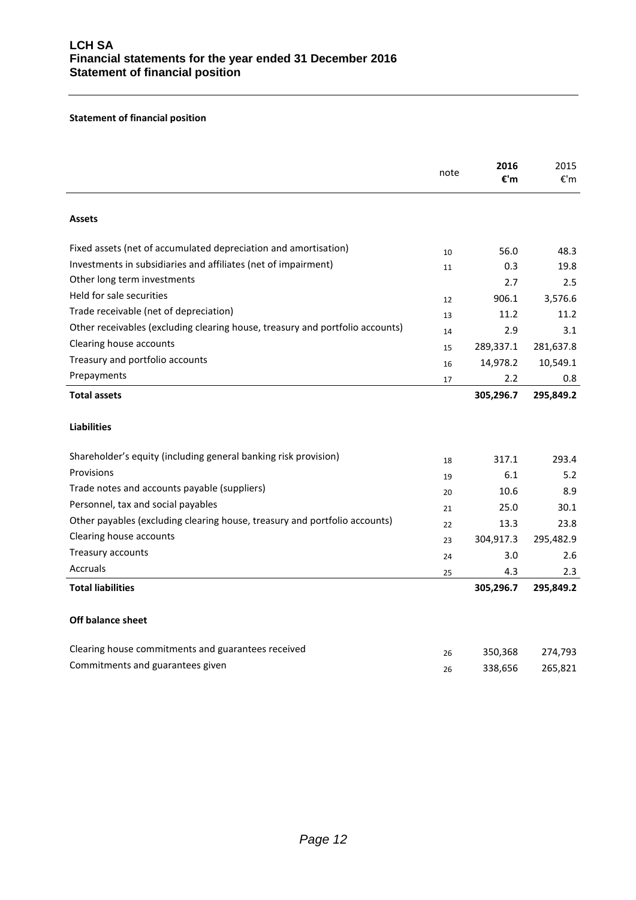# LCH SA
## Financial statements for the year ended 31 December 2016
## Statement of financial position

**Statement of financial position**

| | note | **2016 €'m** | 2015 €'m |
|---|---|---|---|
| **Assets** | | | |
| Fixed assets (net of accumulated depreciation and amortisation) | 10 | 56.0 | 48.3 |
| Investments in subsidiaries and affiliates (net of impairment) | 11 | 0.3 | 19.8 |
| Other long term investments | | 2.7 | 2.5 |
| Held for sale securities | 12 | 906.1 | 3,576.6 |
| Trade receivable (net of depreciation) | 13 | 11.2 | 11.2 |
| Other receivables (excluding clearing house, treasury and portfolio accounts) | 14 | 2.9 | 3.1 |
| Clearing house accounts | 15 | 289,337.1 | 281,637.8 |
| Treasury and portfolio accounts | 16 | 14,978.2 | 10,549.1 |
| Prepayments | 17 | 2.2 | 0.8 |
| **Total assets** | | **305,296.7** | **295,849.2** |
| **Liabilities** | | | |
| Shareholder's equity (including general banking risk provision) | 18 | 317.1 | 293.4 |
| Provisions | 19 | 6.1 | 5.2 |
| Trade notes and accounts payable (suppliers) | 20 | 10.6 | 8.9 |
| Personnel, tax and social payables | 21 | 25.0 | 30.1 |
| Other payables (excluding clearing house, treasury and portfolio accounts) | 22 | 13.3 | 23.8 |
| Clearing house accounts | 23 | 304,917.3 | 295,482.9 |
| Treasury accounts | 24 | 3.0 | 2.6 |
| Accruals | 25 | 4.3 | 2.3 |
| **Total liabilities** | | **305,296.7** | **295,849.2** |
| **Off balance sheet** | | | |
| Clearing house commitments and guarantees received | 26 | 350,368 | 274,793 |
| Commitments and guarantees given | 26 | 338,656 | 265,821 |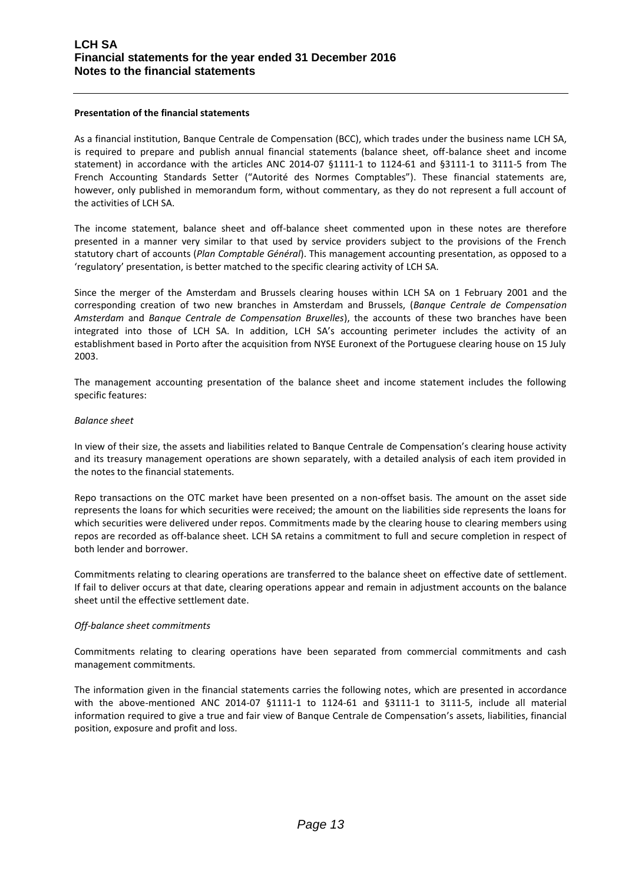**Presentation of the financial statements**

As a financial institution, Banque Centrale de Compensation (BCC), which trades under the business name LCH SA, is required to prepare and publish annual financial statements (balance sheet, off-balance sheet and income statement) in accordance with the articles ANC 2014-07 §1111-1 to 1124-61 and §3111-1 to 3111-5 from The French Accounting Standards Setter ("Autorité des Normes Comptables"). These financial statements are, however, only published in memorandum form, without commentary, as they do not represent a full account of the activities of LCH SA.

The income statement, balance sheet and off-balance sheet commented upon in these notes are therefore presented in a manner very similar to that used by service providers subject to the provisions of the French statutory chart of accounts (*Plan Comptable Général*). This management accounting presentation, as opposed to a 'regulatory' presentation, is better matched to the specific clearing activity of LCH SA.

Since the merger of the Amsterdam and Brussels clearing houses within LCH SA on 1 February 2001 and the corresponding creation of two new branches in Amsterdam and Brussels, (*Banque Centrale de Compensation Amsterdam* and *Banque Centrale de Compensation Bruxelles*), the accounts of these two branches have been integrated into those of LCH SA. In addition, LCH SA's accounting perimeter includes the activity of an establishment based in Porto after the acquisition from NYSE Euronext of the Portuguese clearing house on 15 July 2003.

The management accounting presentation of the balance sheet and income statement includes the following specific features:

*Balance sheet*

In view of their size, the assets and liabilities related to Banque Centrale de Compensation's clearing house activity and its treasury management operations are shown separately, with a detailed analysis of each item provided in the notes to the financial statements.

Repo transactions on the OTC market have been presented on a non-offset basis. The amount on the asset side represents the loans for which securities were received; the amount on the liabilities side represents the loans for which securities were delivered under repos. Commitments made by the clearing house to clearing members using repos are recorded as off-balance sheet. LCH SA retains a commitment to full and secure completion in respect of both lender and borrower.

Commitments relating to clearing operations are transferred to the balance sheet on effective date of settlement. If fail to deliver occurs at that date, clearing operations appear and remain in adjustment accounts on the balance sheet until the effective settlement date.

*Off-balance sheet commitments*

Commitments relating to clearing operations have been separated from commercial commitments and cash management commitments.

The information given in the financial statements carries the following notes, which are presented in accordance with the above-mentioned ANC 2014-07 §1111-1 to 1124-61 and §3111-1 to 3111-5, include all material information required to give a true and fair view of Banque Centrale de Compensation's assets, liabilities, financial position, exposure and profit and loss.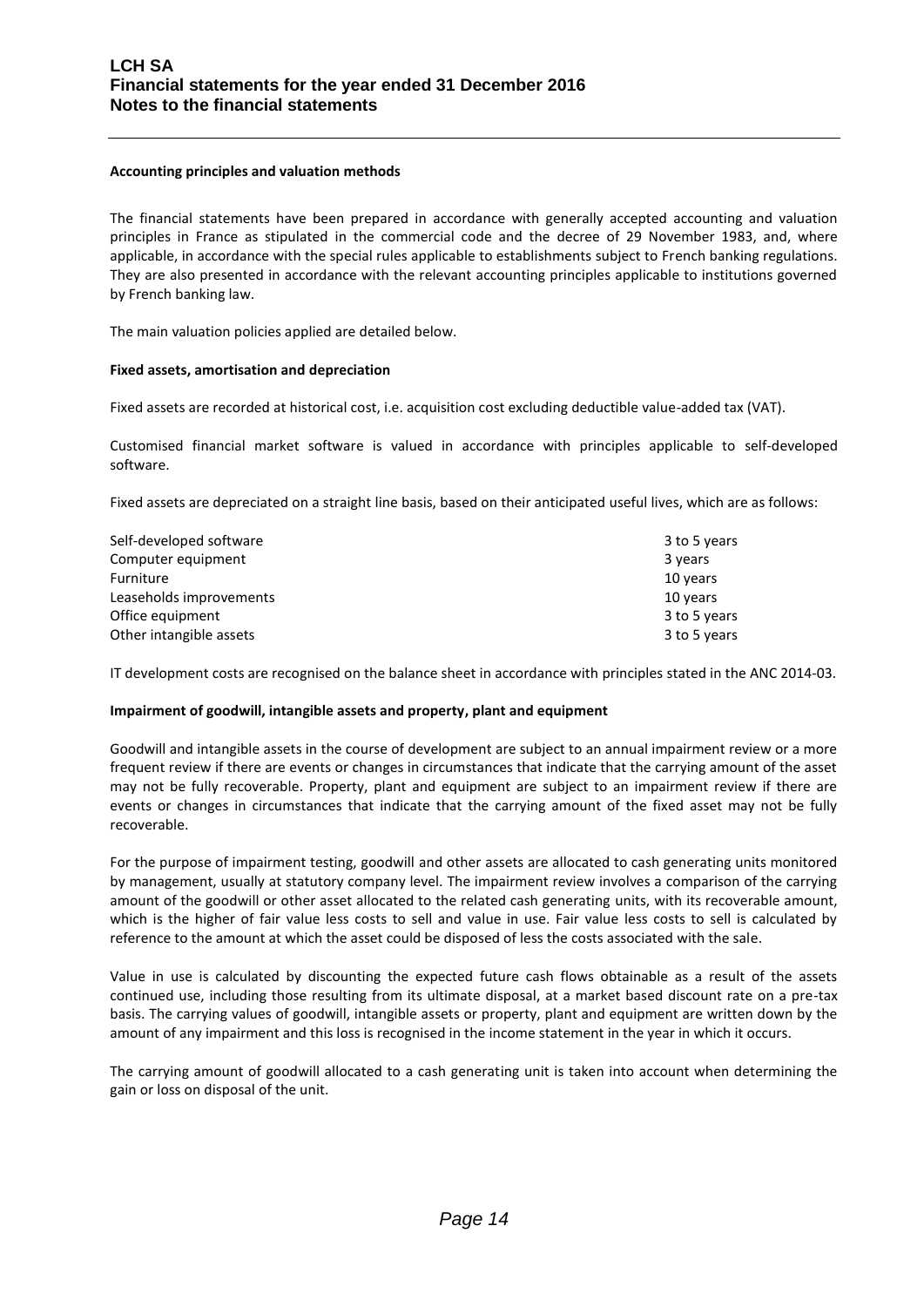#### Accounting principles and valuation methods

The financial statements have been prepared in accordance with generally accepted accounting and valuation principles in France as stipulated in the commercial code and the decree of 29 November 1983, and, where applicable, in accordance with the special rules applicable to establishments subject to French banking regulations. They are also presented in accordance with the relevant accounting principles applicable to institutions governed by French banking law.

The main valuation policies applied are detailed below.

#### Fixed assets, amortisation and depreciation

Fixed assets are recorded at historical cost, i.e. acquisition cost excluding deductible value-added tax (VAT).

Customised financial market software is valued in accordance with principles applicable to self-developed software.

Fixed assets are depreciated on a straight line basis, based on their anticipated useful lives, which are as follows:

| | |
|---|---|
| Self-developed software | 3 to 5 years |
| Computer equipment | 3 years |
| Furniture | 10 years |
| Leaseholds improvements | 10 years |
| Office equipment | 3 to 5 years |
| Other intangible assets | 3 to 5 years |

IT development costs are recognised on the balance sheet in accordance with principles stated in the ANC 2014-03.

#### Impairment of goodwill, intangible assets and property, plant and equipment

Goodwill and intangible assets in the course of development are subject to an annual impairment review or a more frequent review if there are events or changes in circumstances that indicate that the carrying amount of the asset may not be fully recoverable. Property, plant and equipment are subject to an impairment review if there are events or changes in circumstances that indicate that the carrying amount of the fixed asset may not be fully recoverable.

For the purpose of impairment testing, goodwill and other assets are allocated to cash generating units monitored by management, usually at statutory company level. The impairment review involves a comparison of the carrying amount of the goodwill or other asset allocated to the related cash generating units, with its recoverable amount, which is the higher of fair value less costs to sell and value in use. Fair value less costs to sell is calculated by reference to the amount at which the asset could be disposed of less the costs associated with the sale.

Value in use is calculated by discounting the expected future cash flows obtainable as a result of the assets continued use, including those resulting from its ultimate disposal, at a market based discount rate on a pre-tax basis. The carrying values of goodwill, intangible assets or property, plant and equipment are written down by the amount of any impairment and this loss is recognised in the income statement in the year in which it occurs.

The carrying amount of goodwill allocated to a cash generating unit is taken into account when determining the gain or loss on disposal of the unit.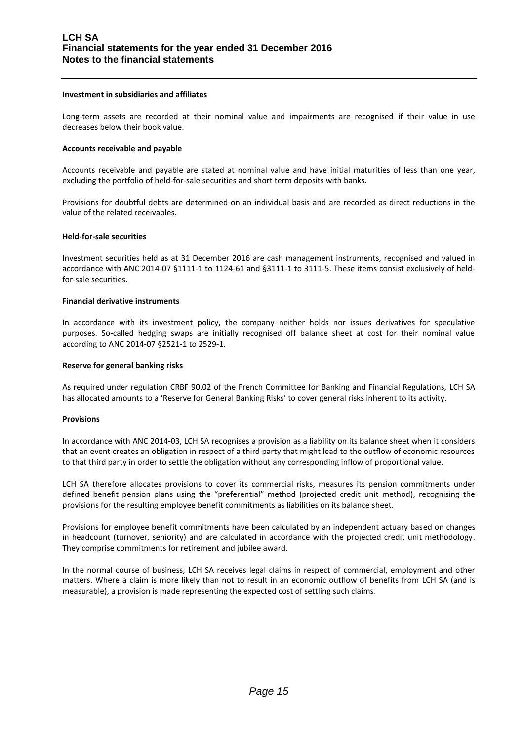#### Investment in subsidiaries and affiliates

Long-term assets are recorded at their nominal value and impairments are recognised if their value in use decreases below their book value.

#### Accounts receivable and payable

Accounts receivable and payable are stated at nominal value and have initial maturities of less than one year, excluding the portfolio of held-for-sale securities and short term deposits with banks.

Provisions for doubtful debts are determined on an individual basis and are recorded as direct reductions in the value of the related receivables.

#### Held-for-sale securities

Investment securities held as at 31 December 2016 are cash management instruments, recognised and valued in accordance with ANC 2014-07 §1111-1 to 1124-61 and §3111-1 to 3111-5. These items consist exclusively of held-for-sale securities.

#### Financial derivative instruments

In accordance with its investment policy, the company neither holds nor issues derivatives for speculative purposes. So-called hedging swaps are initially recognised off balance sheet at cost for their nominal value according to ANC 2014-07 §2521-1 to 2529-1.

#### Reserve for general banking risks

As required under regulation CRBF 90.02 of the French Committee for Banking and Financial Regulations, LCH SA has allocated amounts to a 'Reserve for General Banking Risks' to cover general risks inherent to its activity.

#### Provisions

In accordance with ANC 2014-03, LCH SA recognises a provision as a liability on its balance sheet when it considers that an event creates an obligation in respect of a third party that might lead to the outflow of economic resources to that third party in order to settle the obligation without any corresponding inflow of proportional value.

LCH SA therefore allocates provisions to cover its commercial risks, measures its pension commitments under defined benefit pension plans using the "preferential" method (projected credit unit method), recognising the provisions for the resulting employee benefit commitments as liabilities on its balance sheet.

Provisions for employee benefit commitments have been calculated by an independent actuary based on changes in headcount (turnover, seniority) and are calculated in accordance with the projected credit unit methodology. They comprise commitments for retirement and jubilee award.

In the normal course of business, LCH SA receives legal claims in respect of commercial, employment and other matters. Where a claim is more likely than not to result in an economic outflow of benefits from LCH SA (and is measurable), a provision is made representing the expected cost of settling such claims.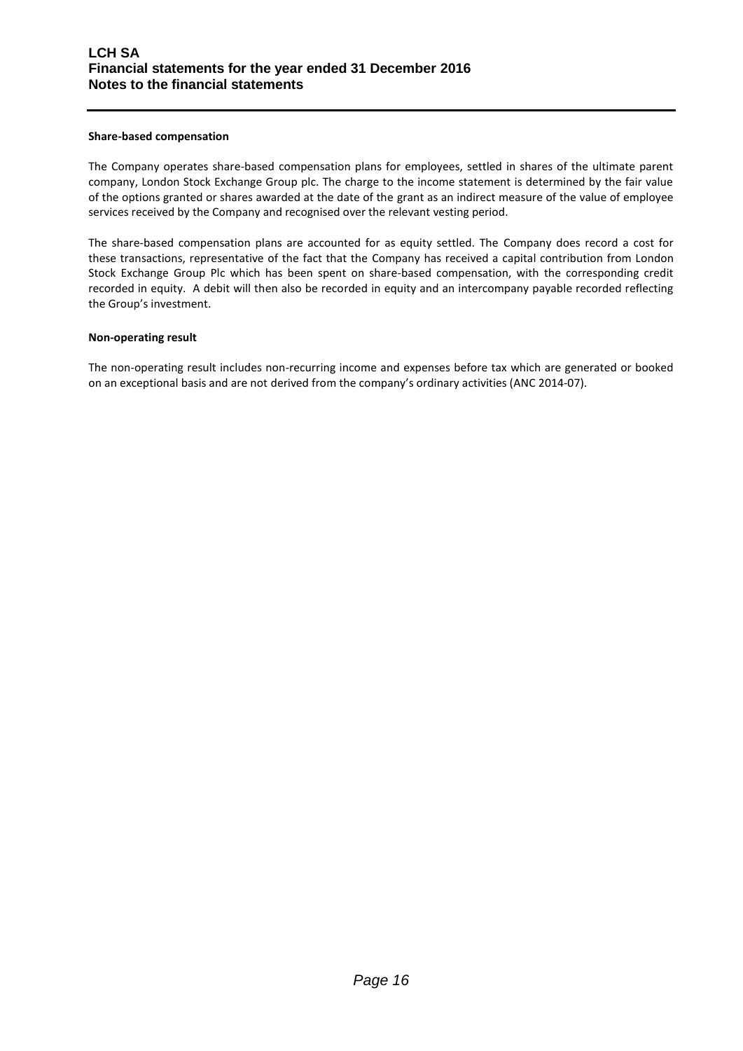**Share-based compensation**

The Company operates share-based compensation plans for employees, settled in shares of the ultimate parent company, London Stock Exchange Group plc. The charge to the income statement is determined by the fair value of the options granted or shares awarded at the date of the grant as an indirect measure of the value of employee services received by the Company and recognised over the relevant vesting period.

The share-based compensation plans are accounted for as equity settled. The Company does record a cost for these transactions, representative of the fact that the Company has received a capital contribution from London Stock Exchange Group Plc which has been spent on share-based compensation, with the corresponding credit recorded in equity. A debit will then also be recorded in equity and an intercompany payable recorded reflecting the Group's investment.

**Non-operating result**

The non-operating result includes non-recurring income and expenses before tax which are generated or booked on an exceptional basis and are not derived from the company's ordinary activities (ANC 2014-07).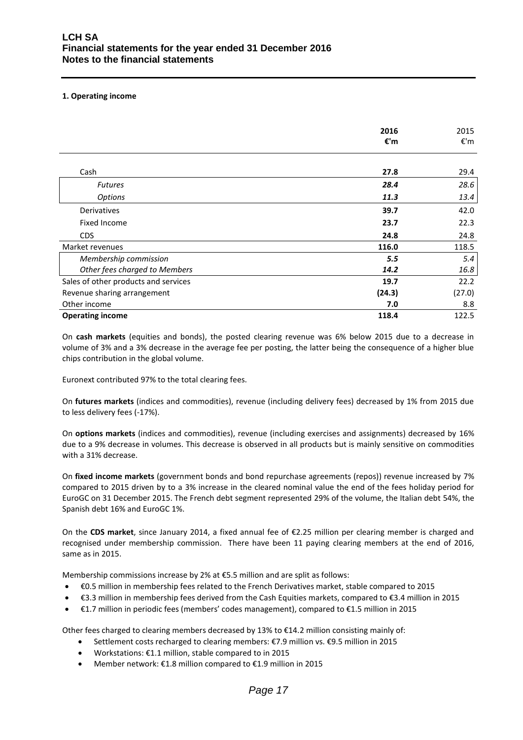### 1. Operating income

| | **2016 €'m** | 2015 €'m |
|---|---|---|
| Cash | **27.8** | 29.4 |
| *Futures* | ***28.4*** | *28.6* |
| *Options* | ***11.3*** | *13.4* |
| Derivatives | **39.7** | 42.0 |
| Fixed Income | **23.7** | 22.3 |
| CDS | **24.8** | 24.8 |
| Market revenues | **116.0** | 118.5 |
| *Membership commission* | ***5.5*** | *5.4* |
| *Other fees charged to Members* | ***14.2*** | *16.8* |
| Sales of other products and services | **19.7** | 22.2 |
| Revenue sharing arrangement | **(24.3)** | (27.0) |
| Other income | **7.0** | 8.8 |
| **Operating income** | **118.4** | 122.5 |

On **cash markets** (equities and bonds), the posted clearing revenue was 6% below 2015 due to a decrease in volume of 3% and a 3% decrease in the average fee per posting, the latter being the consequence of a higher blue chips contribution in the global volume.

Euronext contributed 97% to the total clearing fees.

On **futures markets** (indices and commodities), revenue (including delivery fees) decreased by 1% from 2015 due to less delivery fees (-17%).

On **options markets** (indices and commodities), revenue (including exercises and assignments) decreased by 16% due to a 9% decrease in volumes. This decrease is observed in all products but is mainly sensitive on commodities with a 31% decrease.

On **fixed income markets** (government bonds and bond repurchase agreements (repos)) revenue increased by 7% compared to 2015 driven by to a 3% increase in the cleared nominal value the end of the fees holiday period for EuroGC on 31 December 2015. The French debt segment represented 29% of the volume, the Italian debt 54%, the Spanish debt 16% and EuroGC 1%.

On the **CDS market**, since January 2014, a fixed annual fee of €2.25 million per clearing member is charged and recognised under membership commission. There have been 11 paying clearing members at the end of 2016, same as in 2015.

Membership commissions increase by 2% at €5.5 million and are split as follows:

- €0.5 million in membership fees related to the French Derivatives market, stable compared to 2015
- €3.3 million in membership fees derived from the Cash Equities markets, compared to €3.4 million in 2015
- €1.7 million in periodic fees (members' codes management), compared to €1.5 million in 2015

Other fees charged to clearing members decreased by 13% to €14.2 million consisting mainly of:

- Settlement costs recharged to clearing members: €7.9 million vs. €9.5 million in 2015
- Workstations: €1.1 million, stable compared to in 2015
- Member network: €1.8 million compared to €1.9 million in 2015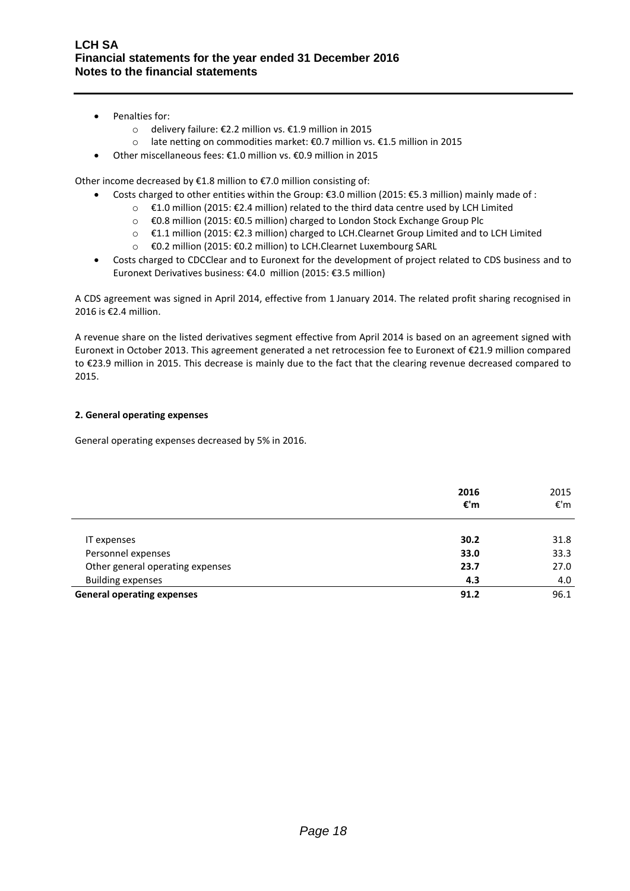- Penalties for:
  - delivery failure: €2.2 million vs. €1.9 million in 2015
  - late netting on commodities market: €0.7 million vs. €1.5 million in 2015
- Other miscellaneous fees: €1.0 million vs. €0.9 million in 2015

Other income decreased by €1.8 million to €7.0 million consisting of:

- Costs charged to other entities within the Group: €3.0 million (2015: €5.3 million) mainly made of :
  - €1.0 million (2015: €2.4 million) related to the third data centre used by LCH Limited
  - €0.8 million (2015: €0.5 million) charged to London Stock Exchange Group Plc
  - €1.1 million (2015: €2.3 million) charged to LCH.Clearnet Group Limited and to LCH Limited
  - €0.2 million (2015: €0.2 million) to LCH.Clearnet Luxembourg SARL
- Costs charged to CDCClear and to Euronext for the development of project related to CDS business and to Euronext Derivatives business: €4.0 million (2015: €3.5 million)

A CDS agreement was signed in April 2014, effective from 1 January 2014. The related profit sharing recognised in 2016 is €2.4 million.

A revenue share on the listed derivatives segment effective from April 2014 is based on an agreement signed with Euronext in October 2013. This agreement generated a net retrocession fee to Euronext of €21.9 million compared to €23.9 million in 2015. This decrease is mainly due to the fact that the clearing revenue decreased compared to 2015.

**2. General operating expenses**

General operating expenses decreased by 5% in 2016.

| | **2016 €'m** | 2015 €'m |
|---|---|---|
| IT expenses | **30.2** | 31.8 |
| Personnel expenses | **33.0** | 33.3 |
| Other general operating expenses | **23.7** | 27.0 |
| Building expenses | **4.3** | 4.0 |
| **General operating expenses** | **91.2** | 96.1 |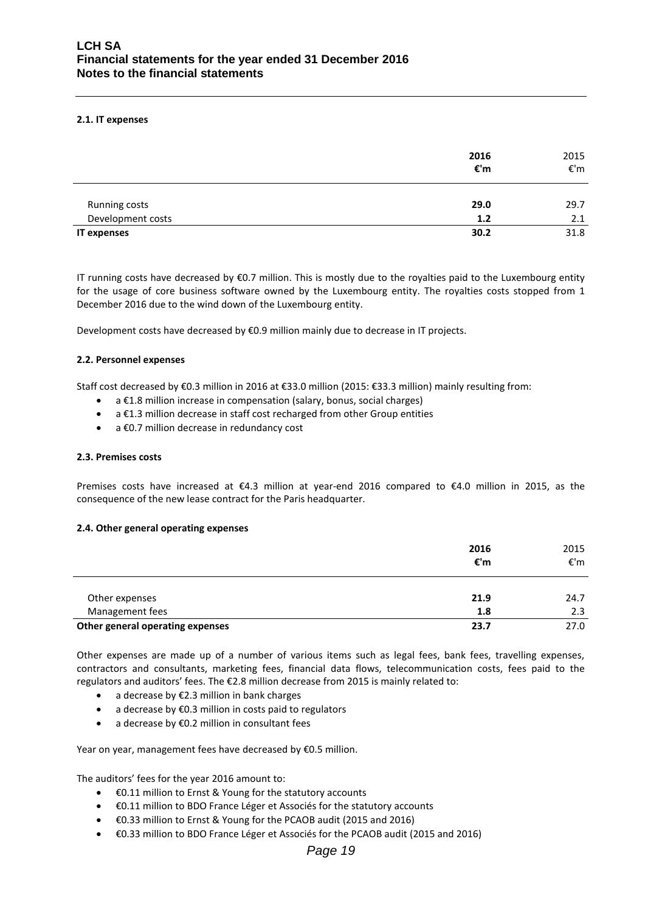#### 2.1. IT expenses

| | **2016** **€'m** | 2015 €'m |
|---|---|---|
| Running costs | **29.0** | 29.7 |
| Development costs | **1.2** | 2.1 |
| **IT expenses** | **30.2** | 31.8 |

IT running costs have decreased by €0.7 million. This is mostly due to the royalties paid to the Luxembourg entity for the usage of core business software owned by the Luxembourg entity. The royalties costs stopped from 1 December 2016 due to the wind down of the Luxembourg entity.

Development costs have decreased by €0.9 million mainly due to decrease in IT projects.

#### 2.2. Personnel expenses

Staff cost decreased by €0.3 million in 2016 at €33.0 million (2015: €33.3 million) mainly resulting from:

- a €1.8 million increase in compensation (salary, bonus, social charges)
- a €1.3 million decrease in staff cost recharged from other Group entities
- a €0.7 million decrease in redundancy cost

#### 2.3. Premises costs

Premises costs have increased at €4.3 million at year-end 2016 compared to €4.0 million in 2015, as the consequence of the new lease contract for the Paris headquarter.

#### 2.4. Other general operating expenses

| | **2016** **€'m** | 2015 €'m |
|---|---|---|
| Other expenses | **21.9** | 24.7 |
| Management fees | **1.8** | 2.3 |
| **Other general operating expenses** | **23.7** | 27.0 |

Other expenses are made up of a number of various items such as legal fees, bank fees, travelling expenses, contractors and consultants, marketing fees, financial data flows, telecommunication costs, fees paid to the regulators and auditors' fees. The €2.8 million decrease from 2015 is mainly related to:

- a decrease by €2.3 million in bank charges
- a decrease by €0.3 million in costs paid to regulators
- a decrease by €0.2 million in consultant fees

Year on year, management fees have decreased by €0.5 million.

The auditors' fees for the year 2016 amount to:

- €0.11 million to Ernst & Young for the statutory accounts
- €0.11 million to BDO France Léger et Associés for the statutory accounts
- €0.33 million to Ernst & Young for the PCAOB audit (2015 and 2016)
- €0.33 million to BDO France Léger et Associés for the PCAOB audit (2015 and 2016)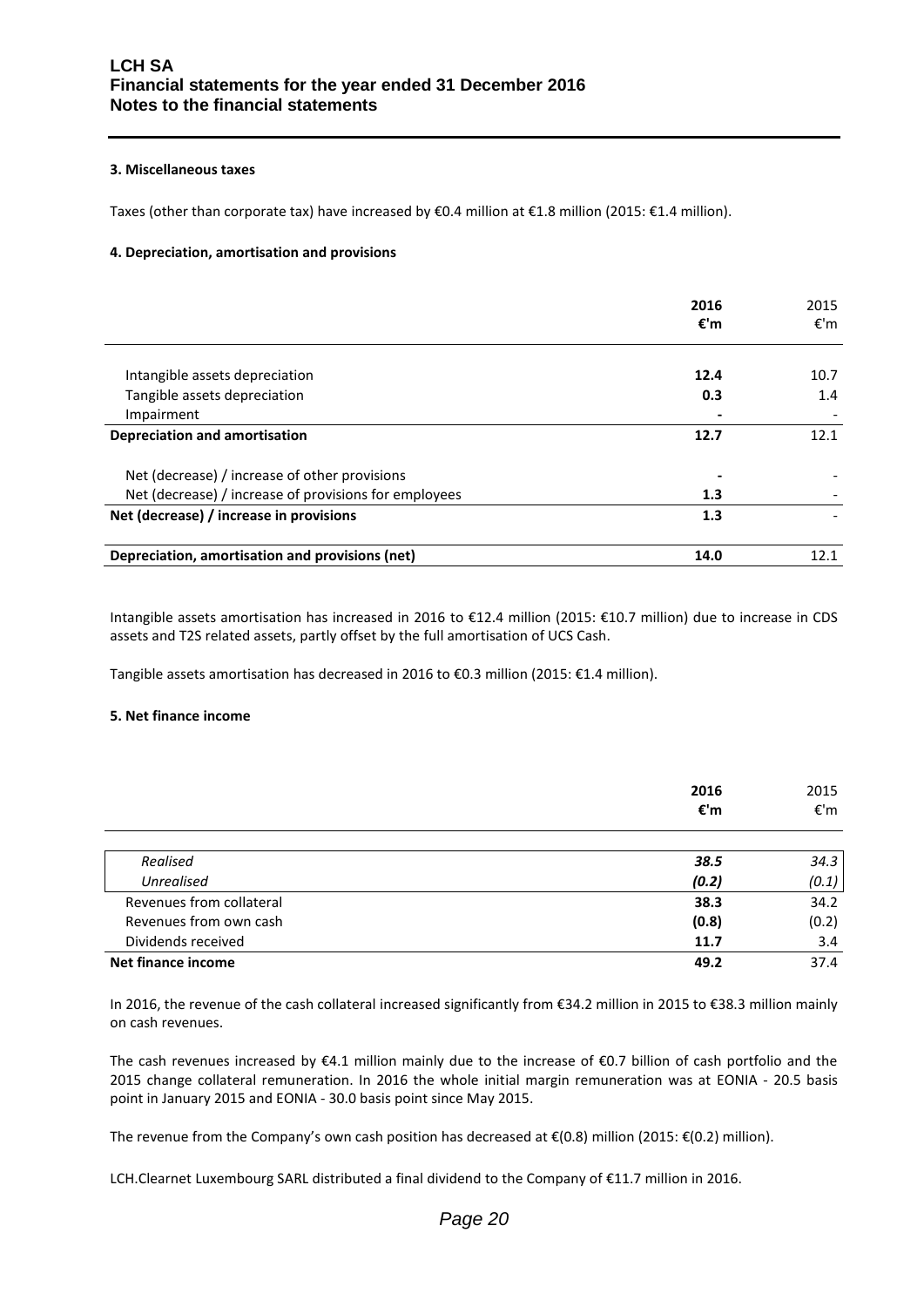### 3. Miscellaneous taxes

Taxes (other than corporate tax) have increased by €0.4 million at €1.8 million (2015: €1.4 million).

### 4. Depreciation, amortisation and provisions

| | **2016**<br>**€'m** | 2015<br>€'m |
|---|---|---|
| Intangible assets depreciation | **12.4** | 10.7 |
| Tangible assets depreciation | **0.3** | 1.4 |
| Impairment | **-** | - |
| **Depreciation and amortisation** | **12.7** | 12.1 |
| Net (decrease) / increase of other provisions | **-** | - |
| Net (decrease) / increase of provisions for employees | **1.3** | - |
| **Net (decrease) / increase in provisions** | **1.3** | - |
| **Depreciation, amortisation and provisions (net)** | **14.0** | 12.1 |

Intangible assets amortisation has increased in 2016 to €12.4 million (2015: €10.7 million) due to increase in CDS assets and T2S related assets, partly offset by the full amortisation of UCS Cash.

Tangible assets amortisation has decreased in 2016 to €0.3 million (2015: €1.4 million).

### 5. Net finance income

| | **2016**<br>**€'m** | 2015<br>€'m |
|---|---|---|
| *Realised* | ***38.5*** | *34.3* |
| *Unrealised* | ***(0.2)*** | *(0.1)* |
| Revenues from collateral | **38.3** | 34.2 |
| Revenues from own cash | **(0.8)** | (0.2) |
| Dividends received | **11.7** | 3.4 |
| **Net finance income** | **49.2** | 37.4 |

In 2016, the revenue of the cash collateral increased significantly from €34.2 million in 2015 to €38.3 million mainly on cash revenues.

The cash revenues increased by €4.1 million mainly due to the increase of €0.7 billion of cash portfolio and the 2015 change collateral remuneration. In 2016 the whole initial margin remuneration was at EONIA - 20.5 basis point in January 2015 and EONIA - 30.0 basis point since May 2015.

The revenue from the Company's own cash position has decreased at €(0.8) million (2015: €(0.2) million).

LCH.Clearnet Luxembourg SARL distributed a final dividend to the Company of €11.7 million in 2016.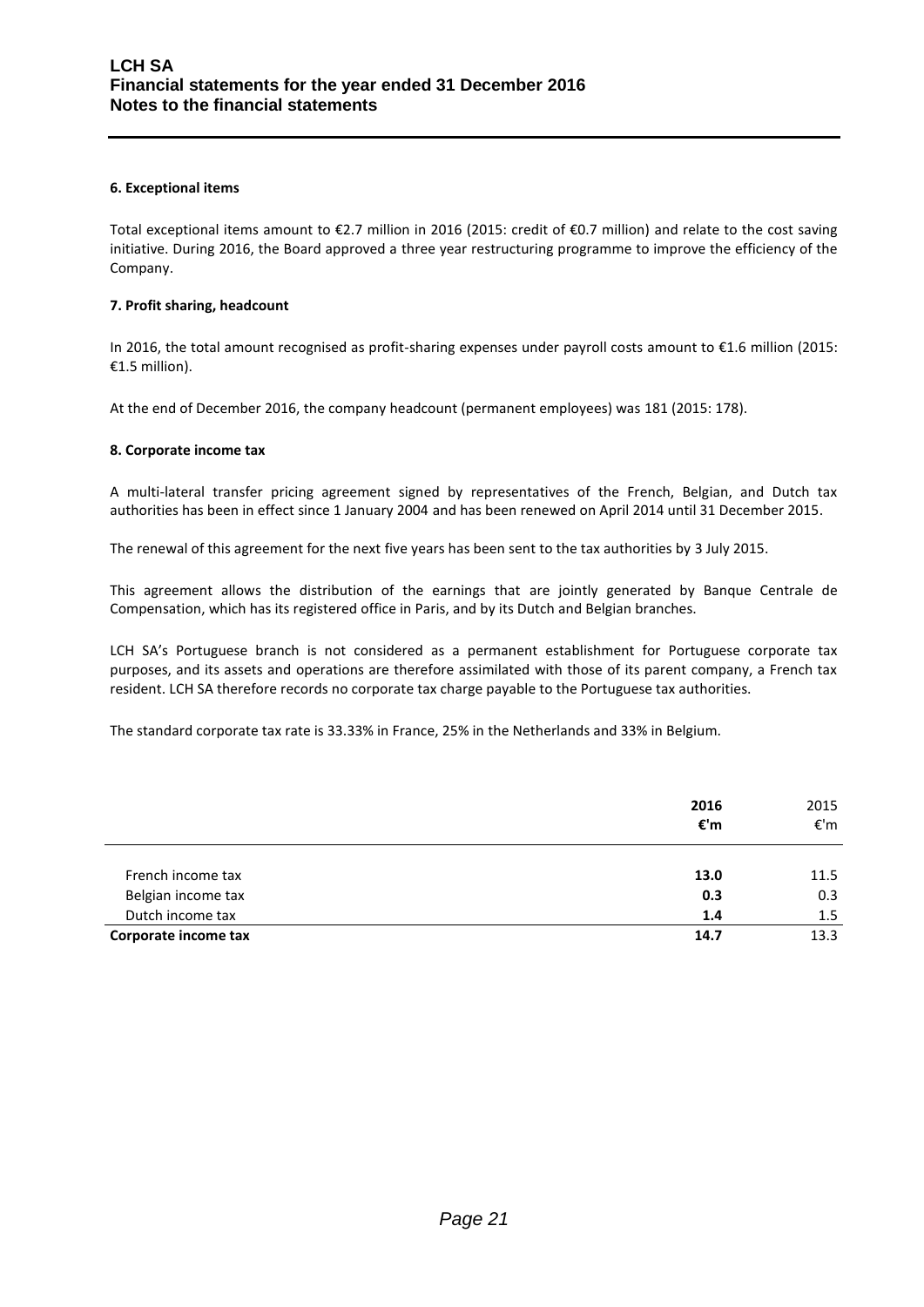#### 6. Exceptional items

Total exceptional items amount to €2.7 million in 2016 (2015: credit of €0.7 million) and relate to the cost saving initiative. During 2016, the Board approved a three year restructuring programme to improve the efficiency of the Company.

#### 7. Profit sharing, headcount

In 2016, the total amount recognised as profit-sharing expenses under payroll costs amount to €1.6 million (2015: €1.5 million).

At the end of December 2016, the company headcount (permanent employees) was 181 (2015: 178).

#### 8. Corporate income tax

A multi-lateral transfer pricing agreement signed by representatives of the French, Belgian, and Dutch tax authorities has been in effect since 1 January 2004 and has been renewed on April 2014 until 31 December 2015.

The renewal of this agreement for the next five years has been sent to the tax authorities by 3 July 2015.

This agreement allows the distribution of the earnings that are jointly generated by Banque Centrale de Compensation, which has its registered office in Paris, and by its Dutch and Belgian branches.

LCH SA's Portuguese branch is not considered as a permanent establishment for Portuguese corporate tax purposes, and its assets and operations are therefore assimilated with those of its parent company, a French tax resident. LCH SA therefore records no corporate tax charge payable to the Portuguese tax authorities.

The standard corporate tax rate is 33.33% in France, 25% in the Netherlands and 33% in Belgium.

| | **2016** €'m | 2015 €'m |
|---|---|---|
| French income tax | **13.0** | 11.5 |
| Belgian income tax | **0.3** | 0.3 |
| Dutch income tax | **1.4** | 1.5 |
| **Corporate income tax** | **14.7** | 13.3 |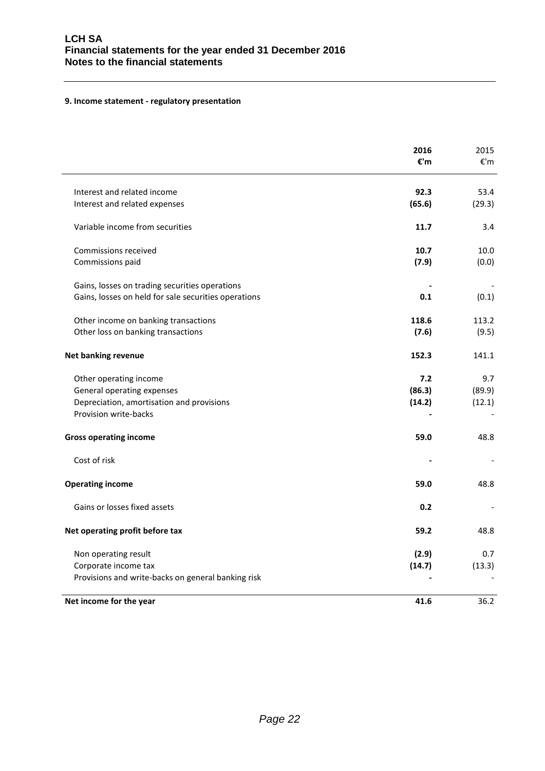### 9. Income statement - regulatory presentation

| | 2016 €'m | 2015 €'m |
|---|---|---|
| Interest and related income | **92.3** | 53.4 |
| Interest and related expenses | **(65.6)** | (29.3) |
| Variable income from securities | **11.7** | 3.4 |
| Commissions received | **10.7** | 10.0 |
| Commissions paid | **(7.9)** | (0.0) |
| Gains, losses on trading securities operations | **-** | - |
| Gains, losses on held for sale securities operations | **0.1** | (0.1) |
| Other income on banking transactions | **118.6** | 113.2 |
| Other loss on banking transactions | **(7.6)** | (9.5) |
| **Net banking revenue** | **152.3** | 141.1 |
| Other operating income | **7.2** | 9.7 |
| General operating expenses | **(86.3)** | (89.9) |
| Depreciation, amortisation and provisions | **(14.2)** | (12.1) |
| Provision write-backs | **-** | - |
| **Gross operating income** | **59.0** | 48.8 |
| Cost of risk | **-** | - |
| **Operating income** | **59.0** | 48.8 |
| Gains or losses fixed assets | **0.2** | - |
| **Net operating profit before tax** | **59.2** | 48.8 |
| Non operating result | **(2.9)** | 0.7 |
| Corporate income tax | **(14.7)** | (13.3) |
| Provisions and write-backs on general banking risk | **-** | - |
| **Net income for the year** | **41.6** | 36.2 |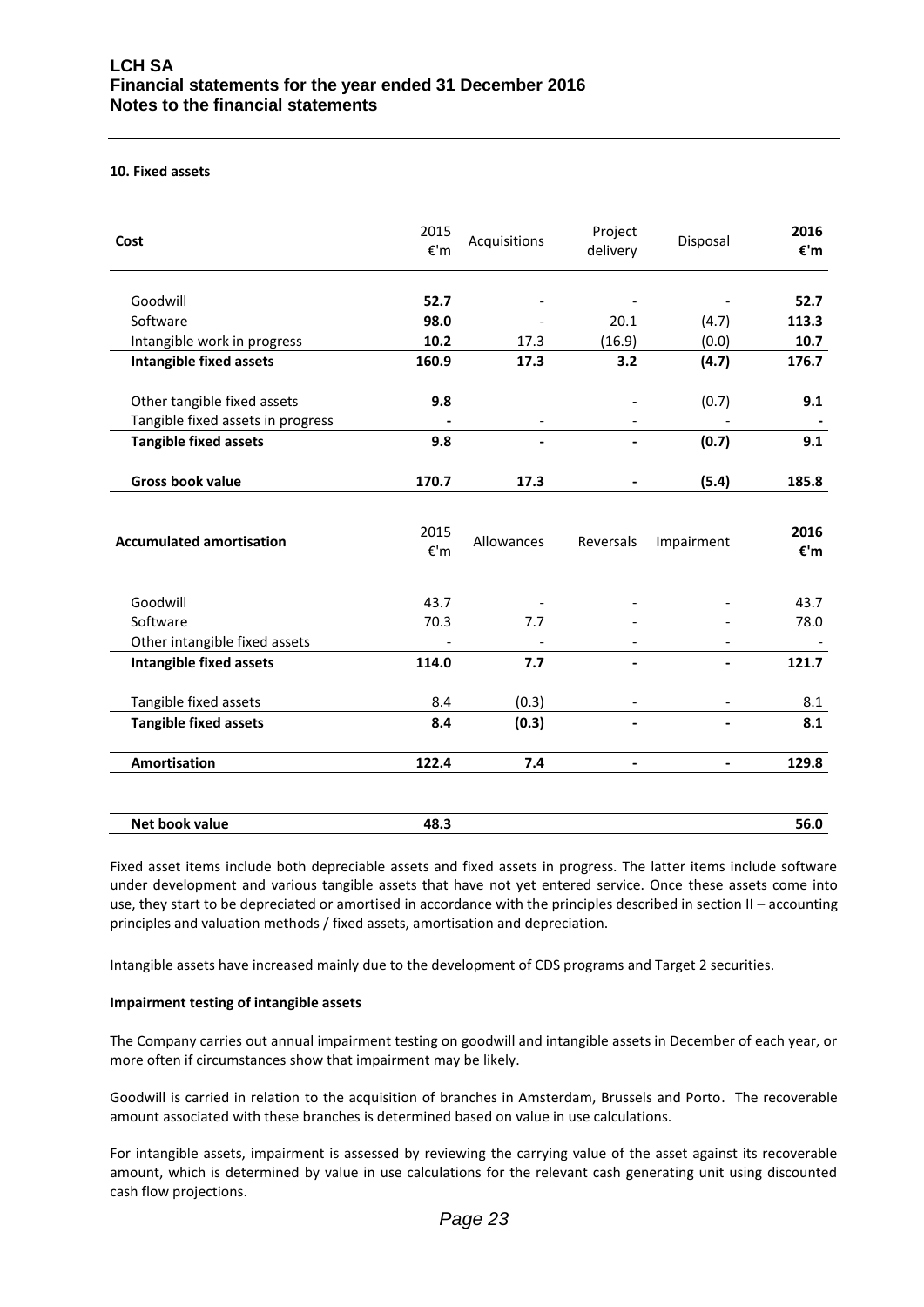#### 10. Fixed assets

| Cost | 2015 €'m | Acquisitions | Project delivery | Disposal | 2016 €'m |
|---|---|---|---|---|---|
| Goodwill | **52.7** | - | - | - | **52.7** |
| Software | **98.0** | - | 20.1 | (4.7) | **113.3** |
| Intangible work in progress | **10.2** | 17.3 | (16.9) | (0.0) | **10.7** |
| **Intangible fixed assets** | **160.9** | **17.3** | **3.2** | **(4.7)** | **176.7** |
| Other tangible fixed assets | **9.8** | | - | (0.7) | **9.1** |
| Tangible fixed assets in progress | **-** | - | - | - | **-** |
| **Tangible fixed assets** | **9.8** | **-** | **-** | **(0.7)** | **9.1** |
| **Gross book value** | **170.7** | **17.3** | **-** | **(5.4)** | **185.8** |

| Accumulated amortisation | 2015 €'m | Allowances | Reversals | Impairment | 2016 €'m |
|---|---|---|---|---|---|
| Goodwill | 43.7 | - | - | - | 43.7 |
| Software | 70.3 | 7.7 | - | - | 78.0 |
| Other intangible fixed assets | - | - | - | - | - |
| **Intangible fixed assets** | **114.0** | **7.7** | **-** | **-** | **121.7** |
| Tangible fixed assets | 8.4 | (0.3) | - | - | 8.1 |
| **Tangible fixed assets** | **8.4** | **(0.3)** | **-** | **-** | **8.1** |
| **Amortisation** | **122.4** | **7.4** | **-** | **-** | **129.8** |
| | | | | | |
| **Net book value** | **48.3** | | | | **56.0** |

Fixed asset items include both depreciable assets and fixed assets in progress. The latter items include software under development and various tangible assets that have not yet entered service. Once these assets come into use, they start to be depreciated or amortised in accordance with the principles described in section II – accounting principles and valuation methods / fixed assets, amortisation and depreciation.

Intangible assets have increased mainly due to the development of CDS programs and Target 2 securities.

**Impairment testing of intangible assets**

The Company carries out annual impairment testing on goodwill and intangible assets in December of each year, or more often if circumstances show that impairment may be likely.

Goodwill is carried in relation to the acquisition of branches in Amsterdam, Brussels and Porto. The recoverable amount associated with these branches is determined based on value in use calculations.

For intangible assets, impairment is assessed by reviewing the carrying value of the asset against its recoverable amount, which is determined by value in use calculations for the relevant cash generating unit using discounted cash flow projections.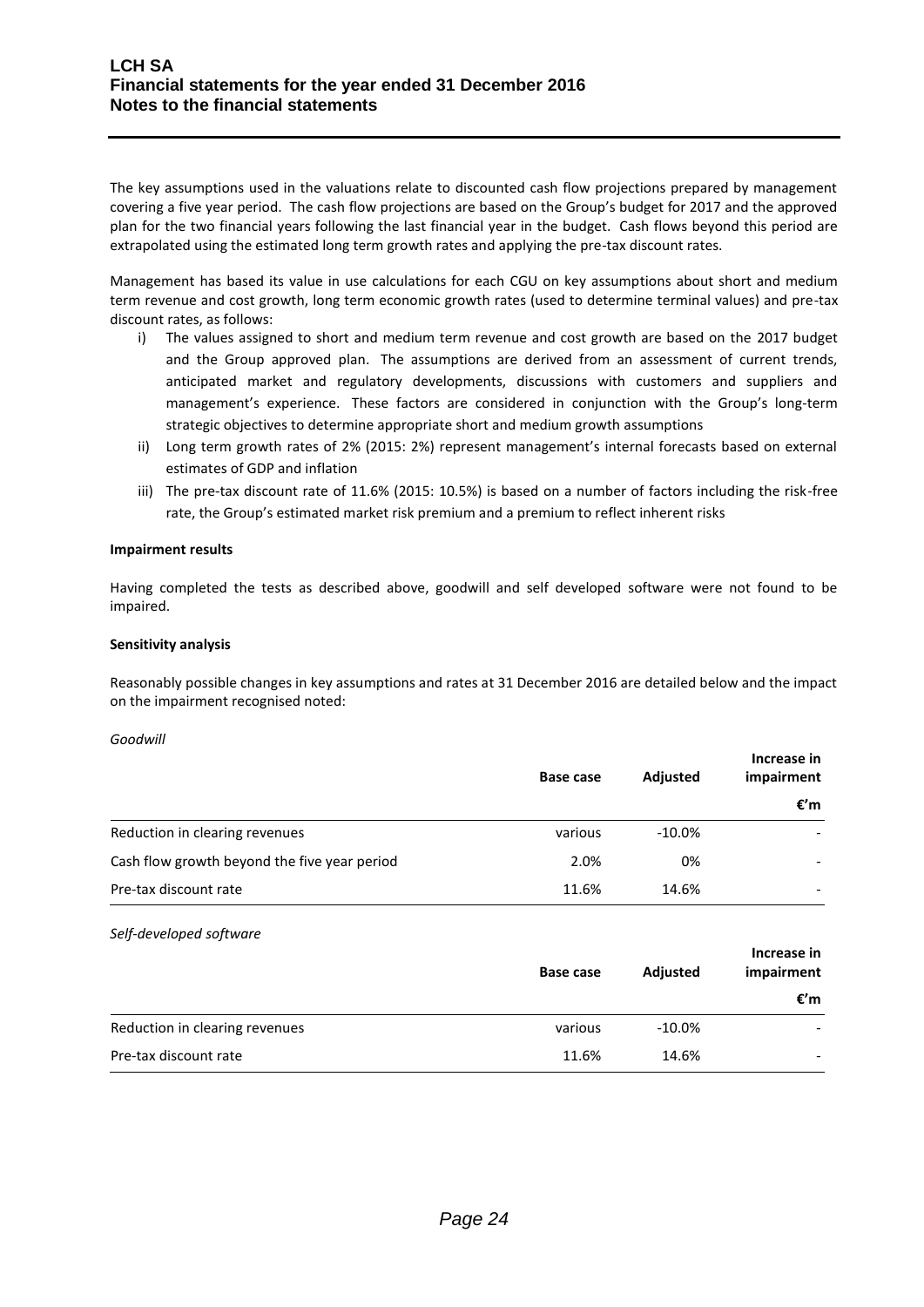The key assumptions used in the valuations relate to discounted cash flow projections prepared by management covering a five year period. The cash flow projections are based on the Group's budget for 2017 and the approved plan for the two financial years following the last financial year in the budget. Cash flows beyond this period are extrapolated using the estimated long term growth rates and applying the pre-tax discount rates.

Management has based its value in use calculations for each CGU on key assumptions about short and medium term revenue and cost growth, long term economic growth rates (used to determine terminal values) and pre-tax discount rates, as follows:

i) The values assigned to short and medium term revenue and cost growth are based on the 2017 budget and the Group approved plan. The assumptions are derived from an assessment of current trends, anticipated market and regulatory developments, discussions with customers and suppliers and management's experience. These factors are considered in conjunction with the Group's long-term strategic objectives to determine appropriate short and medium growth assumptions

ii) Long term growth rates of 2% (2015: 2%) represent management's internal forecasts based on external estimates of GDP and inflation

iii) The pre-tax discount rate of 11.6% (2015: 10.5%) is based on a number of factors including the risk-free rate, the Group's estimated market risk premium and a premium to reflect inherent risks

**Impairment results**

Having completed the tests as described above, goodwill and self developed software were not found to be impaired.

**Sensitivity analysis**

Reasonably possible changes in key assumptions and rates at 31 December 2016 are detailed below and the impact on the impairment recognised noted:

*Goodwill*

| | Base case | Adjusted | Increase in impairment |
|---|---|---|---|
| | | | €'m |
| Reduction in clearing revenues | various | -10.0% | - |
| Cash flow growth beyond the five year period | 2.0% | 0% | - |
| Pre-tax discount rate | 11.6% | 14.6% | - |

*Self-developed software*

| | Base case | Adjusted | Increase in impairment |
|---|---|---|---|
| | | | €'m |
| Reduction in clearing revenues | various | -10.0% | - |
| Pre-tax discount rate | 11.6% | 14.6% | - |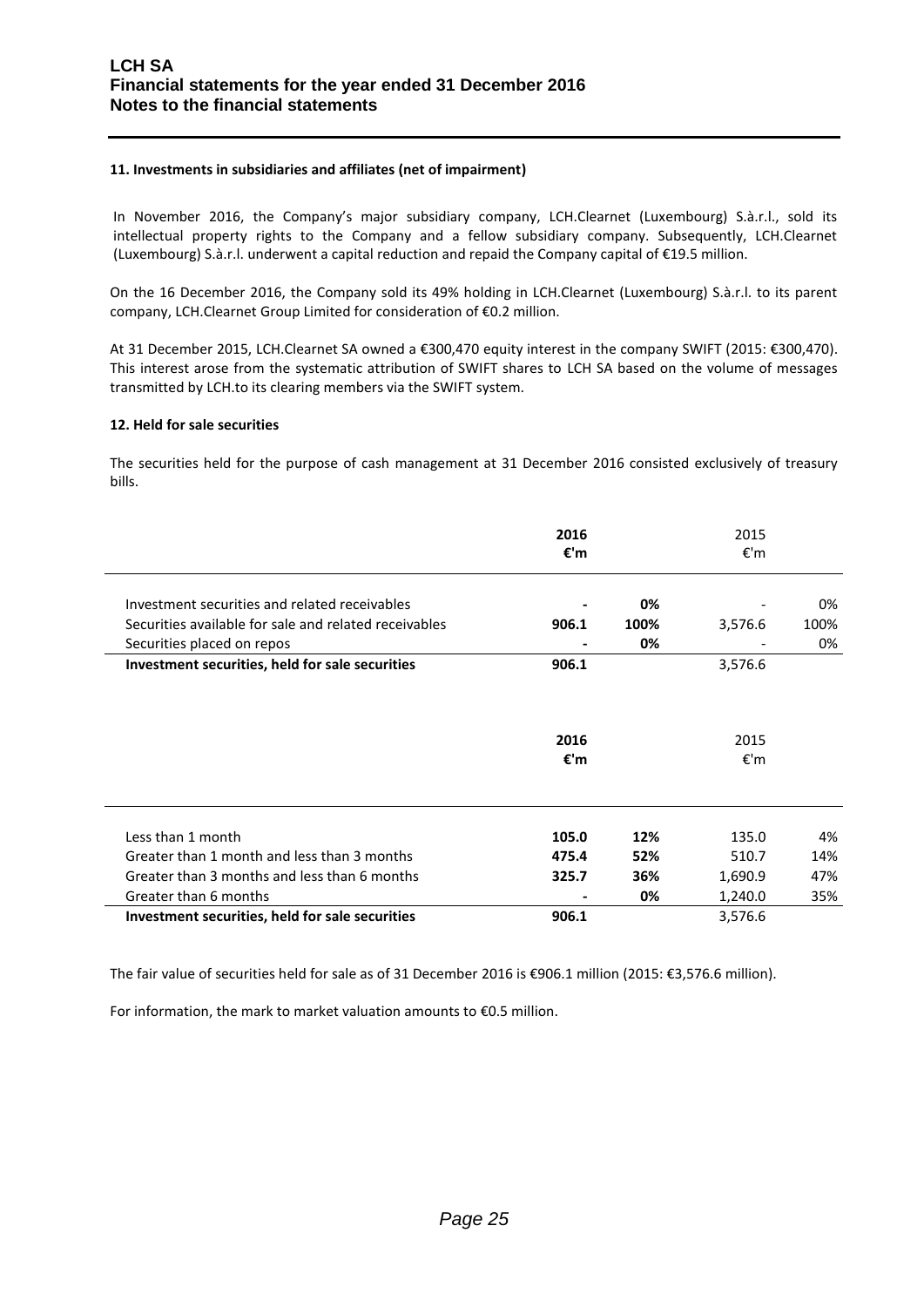#### 11. Investments in subsidiaries and affiliates (net of impairment)

In November 2016, the Company's major subsidiary company, LCH.Clearnet (Luxembourg) S.à.r.l., sold its intellectual property rights to the Company and a fellow subsidiary company. Subsequently, LCH.Clearnet (Luxembourg) S.à.r.l. underwent a capital reduction and repaid the Company capital of €19.5 million.

On the 16 December 2016, the Company sold its 49% holding in LCH.Clearnet (Luxembourg) S.à.r.l. to its parent company, LCH.Clearnet Group Limited for consideration of €0.2 million.

At 31 December 2015, LCH.Clearnet SA owned a €300,470 equity interest in the company SWIFT (2015: €300,470). This interest arose from the systematic attribution of SWIFT shares to LCH SA based on the volume of messages transmitted by LCH.to its clearing members via the SWIFT system.

#### 12. Held for sale securities

The securities held for the purpose of cash management at 31 December 2016 consisted exclusively of treasury bills.

| | **2016 €'m** | | 2015 €'m | |
|---|---|---|---|---|
| Investment securities and related receivables | **-** | **0%** | - | 0% |
| Securities available for sale and related receivables | **906.1** | **100%** | 3,576.6 | 100% |
| Securities placed on repos | **-** | **0%** | - | 0% |
| **Investment securities, held for sale securities** | **906.1** | | 3,576.6 | |

| | **2016 €'m** | | 2015 €'m | |
|---|---|---|---|---|
| Less than 1 month | **105.0** | **12%** | 135.0 | 4% |
| Greater than 1 month and less than 3 months | **475.4** | **52%** | 510.7 | 14% |
| Greater than 3 months and less than 6 months | **325.7** | **36%** | 1,690.9 | 47% |
| Greater than 6 months | **-** | **0%** | 1,240.0 | 35% |
| **Investment securities, held for sale securities** | **906.1** | | 3,576.6 | |

The fair value of securities held for sale as of 31 December 2016 is €906.1 million (2015: €3,576.6 million).

For information, the mark to market valuation amounts to €0.5 million.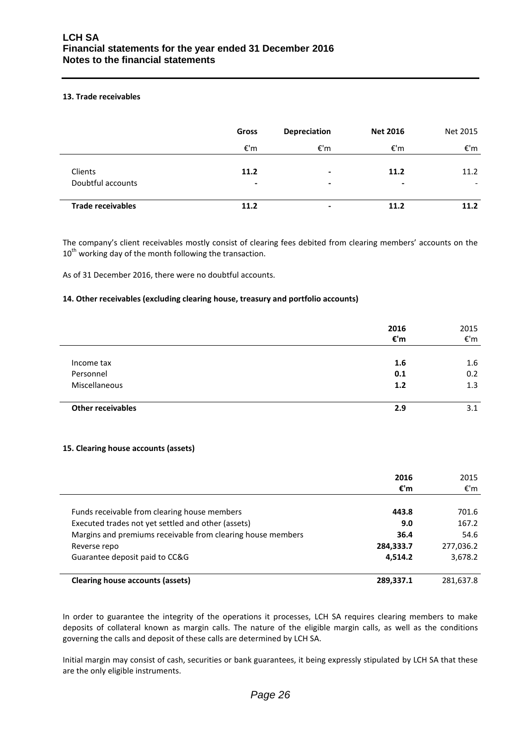#### 13. Trade receivables

| | Gross | Depreciation | Net 2016 | Net 2015 |
|---|---|---|---|---|
| | €'m | €'m | €'m | €'m |
| Clients | **11.2** | **-** | **11.2** | 11.2 |
| Doubtful accounts | **-** | **-** | **-** | - |
| **Trade receivables** | **11.2** | **-** | **11.2** | **11.2** |

The company's client receivables mostly consist of clearing fees debited from clearing members' accounts on the 10th working day of the month following the transaction.

As of 31 December 2016, there were no doubtful accounts.

#### 14. Other receivables (excluding clearing house, treasury and portfolio accounts)

| | 2016 | 2015 |
|---|---|---|
| | €'m | €'m |
| Income tax | **1.6** | 1.6 |
| Personnel | **0.1** | 0.2 |
| Miscellaneous | **1.2** | 1.3 |
| **Other receivables** | **2.9** | 3.1 |

#### 15. Clearing house accounts (assets)

| | 2016 | 2015 |
|---|---|---|
| | €'m | €'m |
| Funds receivable from clearing house members | **443.8** | 701.6 |
| Executed trades not yet settled and other (assets) | **9.0** | 167.2 |
| Margins and premiums receivable from clearing house members | **36.4** | 54.6 |
| Reverse repo | **284,333.7** | 277,036.2 |
| Guarantee deposit paid to CC&G | **4,514.2** | 3,678.2 |
| **Clearing house accounts (assets)** | **289,337.1** | 281,637.8 |

In order to guarantee the integrity of the operations it processes, LCH SA requires clearing members to make deposits of collateral known as margin calls. The nature of the eligible margin calls, as well as the conditions governing the calls and deposit of these calls are determined by LCH SA.

Initial margin may consist of cash, securities or bank guarantees, it being expressly stipulated by LCH SA that these are the only eligible instruments.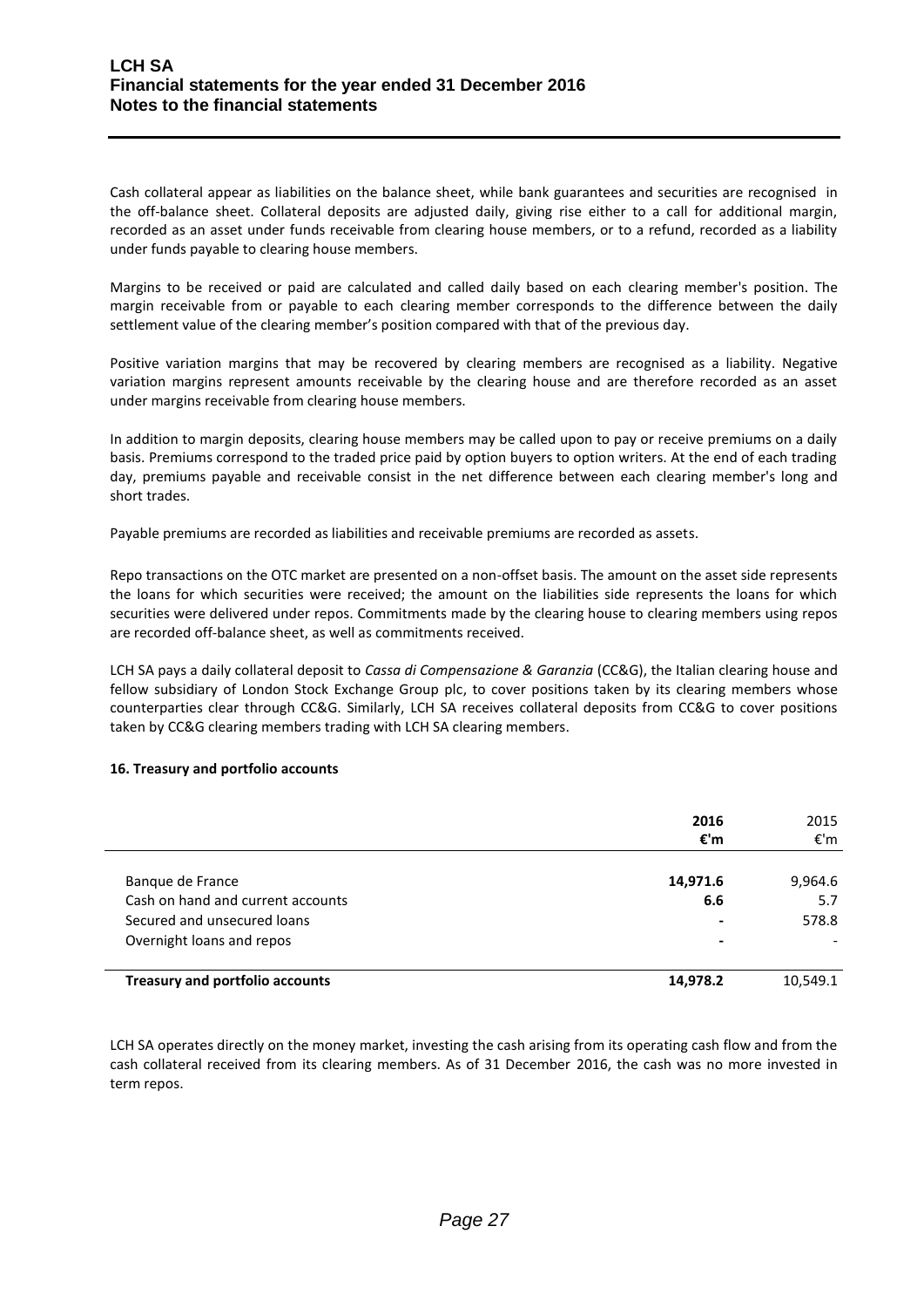Cash collateral appear as liabilities on the balance sheet, while bank guarantees and securities are recognised in the off-balance sheet. Collateral deposits are adjusted daily, giving rise either to a call for additional margin, recorded as an asset under funds receivable from clearing house members, or to a refund, recorded as a liability under funds payable to clearing house members.

Margins to be received or paid are calculated and called daily based on each clearing member's position. The margin receivable from or payable to each clearing member corresponds to the difference between the daily settlement value of the clearing member's position compared with that of the previous day.

Positive variation margins that may be recovered by clearing members are recognised as a liability. Negative variation margins represent amounts receivable by the clearing house and are therefore recorded as an asset under margins receivable from clearing house members.

In addition to margin deposits, clearing house members may be called upon to pay or receive premiums on a daily basis. Premiums correspond to the traded price paid by option buyers to option writers. At the end of each trading day, premiums payable and receivable consist in the net difference between each clearing member's long and short trades.

Payable premiums are recorded as liabilities and receivable premiums are recorded as assets.

Repo transactions on the OTC market are presented on a non-offset basis. The amount on the asset side represents the loans for which securities were received; the amount on the liabilities side represents the loans for which securities were delivered under repos. Commitments made by the clearing house to clearing members using repos are recorded off-balance sheet, as well as commitments received.

LCH SA pays a daily collateral deposit to *Cassa di Compensazione & Garanzia* (CC&G), the Italian clearing house and fellow subsidiary of London Stock Exchange Group plc, to cover positions taken by its clearing members whose counterparties clear through CC&G. Similarly, LCH SA receives collateral deposits from CC&G to cover positions taken by CC&G clearing members trading with LCH SA clearing members.

**16. Treasury and portfolio accounts**

| | **2016 €'m** | 2015 €'m |
|---|---|---|
| Banque de France | **14,971.6** | 9,964.6 |
| Cash on hand and current accounts | **6.6** | 5.7 |
| Secured and unsecured loans | **-** | 578.8 |
| Overnight loans and repos | **-** | - |
| **Treasury and portfolio accounts** | **14,978.2** | 10,549.1 |

LCH SA operates directly on the money market, investing the cash arising from its operating cash flow and from the cash collateral received from its clearing members. As of 31 December 2016, the cash was no more invested in term repos.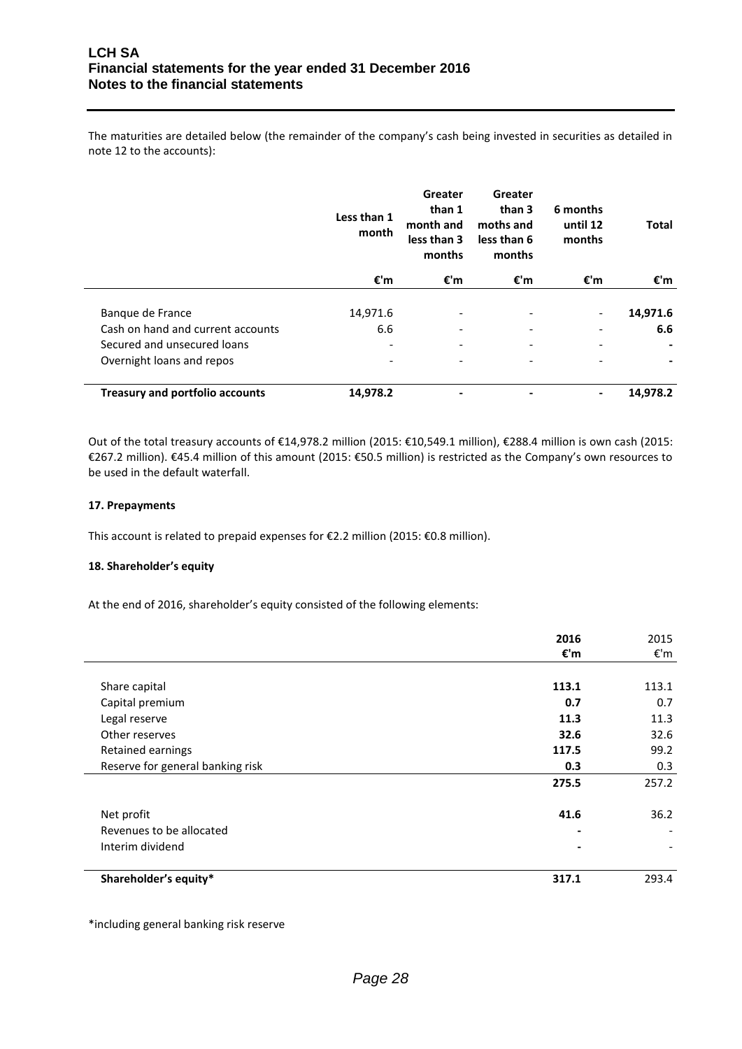The maturities are detailed below (the remainder of the company's cash being invested in securities as detailed in note 12 to the accounts):

| | Less than 1 month | Greater than 1 month and less than 3 months | Greater than 3 moths and less than 6 months | 6 months until 12 months | Total |
|---|---|---|---|---|---|
| | €'m | €'m | €'m | €'m | €'m |
| Banque de France | 14,971.6 | - | - | - | **14,971.6** |
| Cash on hand and current accounts | 6.6 | - | - | - | **6.6** |
| Secured and unsecured loans | - | - | - | - | **-** |
| Overnight loans and repos | - | - | - | - | **-** |
| **Treasury and portfolio accounts** | **14,978.2** | **-** | **-** | **-** | **14,978.2** |

Out of the total treasury accounts of €14,978.2 million (2015: €10,549.1 million), €288.4 million is own cash (2015: €267.2 million). €45.4 million of this amount (2015: €50.5 million) is restricted as the Company's own resources to be used in the default waterfall.

**17. Prepayments**

This account is related to prepaid expenses for €2.2 million (2015: €0.8 million).

**18. Shareholder's equity**

At the end of 2016, shareholder's equity consisted of the following elements:

| | **2016** | 2015 |
|---|---|---|
| | **€'m** | €'m |
| Share capital | **113.1** | 113.1 |
| Capital premium | **0.7** | 0.7 |
| Legal reserve | **11.3** | 11.3 |
| Other reserves | **32.6** | 32.6 |
| Retained earnings | **117.5** | 99.2 |
| Reserve for general banking risk | **0.3** | 0.3 |
| | **275.5** | 257.2 |
| Net profit | **41.6** | 36.2 |
| Revenues to be allocated | **-** | - |
| Interim dividend | **-** | - |
| **Shareholder's equity*** | **317.1** | 293.4 |

*including general banking risk reserve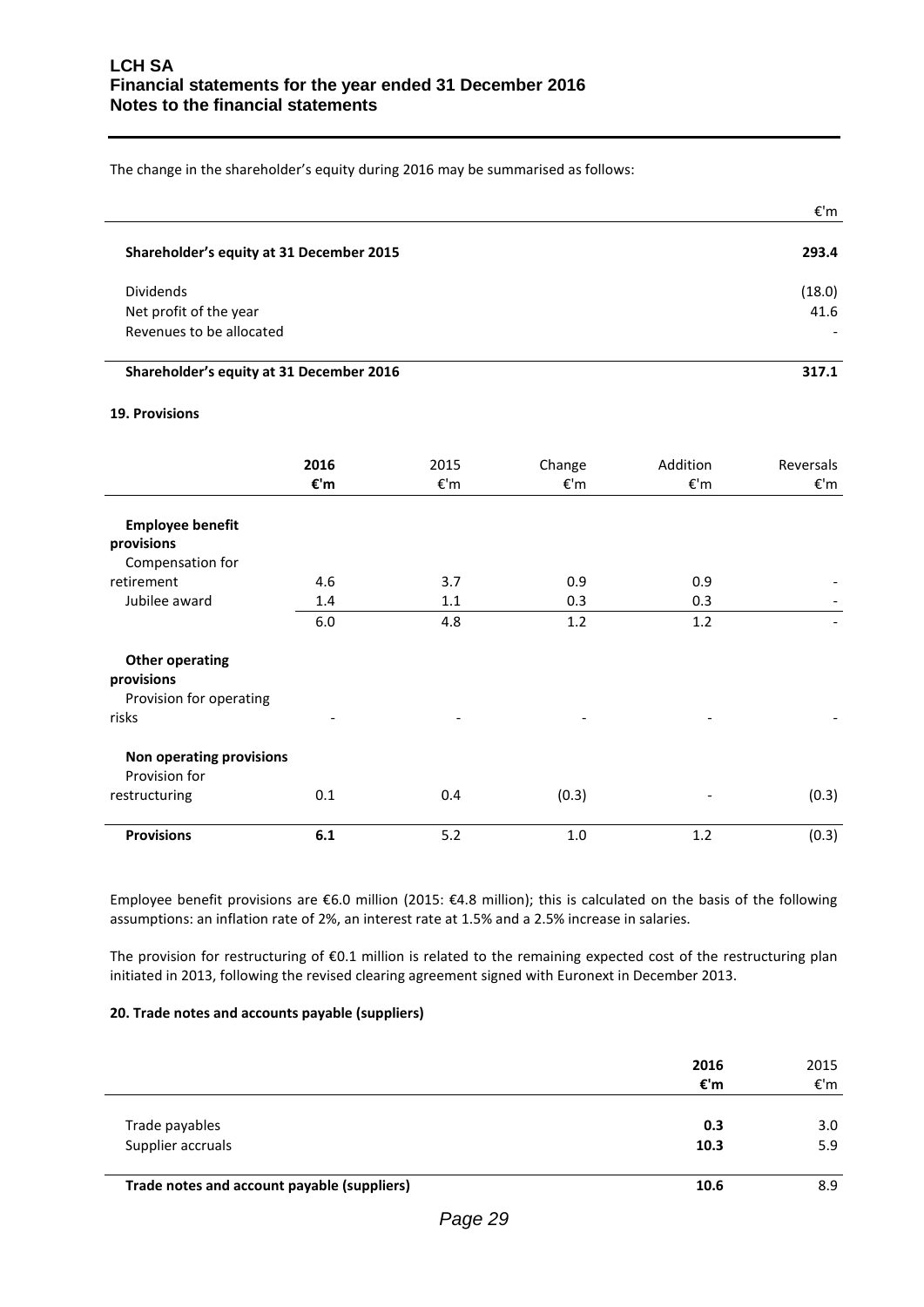The change in the shareholder's equity during 2016 may be summarised as follows:

| | €'m |
|---|---|
| **Shareholder's equity at 31 December 2015** | **293.4** |
| Dividends | (18.0) |
| Net profit of the year | 41.6 |
| Revenues to be allocated | - |
| **Shareholder's equity at 31 December 2016** | **317.1** |

**19. Provisions**

| | **2016** | 2015 | Change | Addition | Reversals |
|---|---|---|---|---|---|
| | **€'m** | €'m | €'m | €'m | €'m |
| **Employee benefit provisions** | | | | | |
| Compensation for retirement | 4.6 | 3.7 | 0.9 | 0.9 | - |
| Jubilee award | 1.4 | 1.1 | 0.3 | 0.3 | - |
| | 6.0 | 4.8 | 1.2 | 1.2 | - |
| **Other operating provisions** | | | | | |
| Provision for operating risks | - | - | - | - | - |
| **Non operating provisions** | | | | | |
| Provision for restructuring | 0.1 | 0.4 | (0.3) | - | (0.3) |
| **Provisions** | **6.1** | 5.2 | 1.0 | 1.2 | (0.3) |

Employee benefit provisions are €6.0 million (2015: €4.8 million); this is calculated on the basis of the following assumptions: an inflation rate of 2%, an interest rate at 1.5% and a 2.5% increase in salaries.

The provision for restructuring of €0.1 million is related to the remaining expected cost of the restructuring plan initiated in 2013, following the revised clearing agreement signed with Euronext in December 2013.

**20. Trade notes and accounts payable (suppliers)**

| | **2016** | 2015 |
|---|---|---|
| | **€'m** | €'m |
| Trade payables | **0.3** | 3.0 |
| Supplier accruals | **10.3** | 5.9 |
| **Trade notes and account payable (suppliers)** | **10.6** | 8.9 |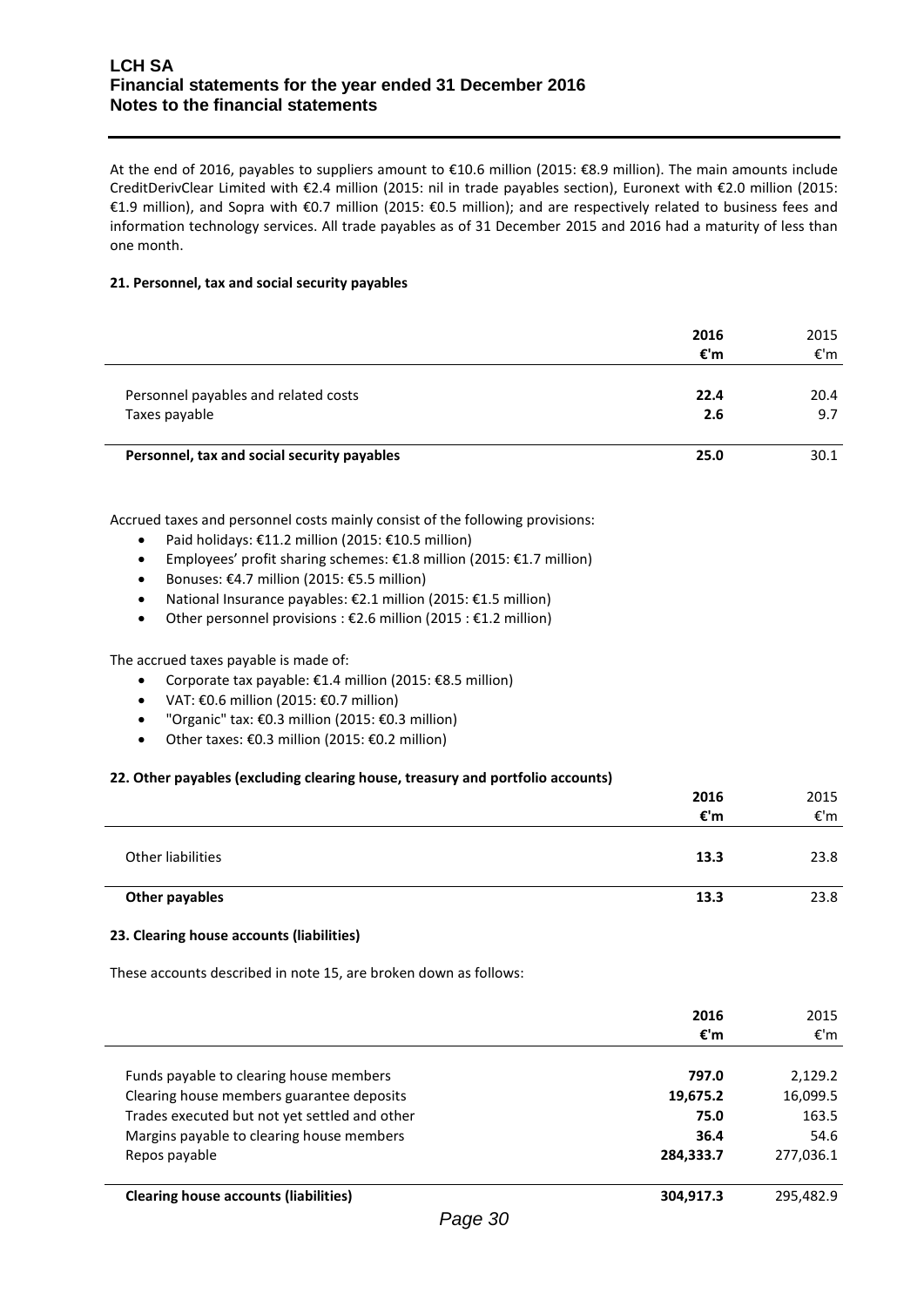At the end of 2016, payables to suppliers amount to €10.6 million (2015: €8.9 million). The main amounts include CreditDerivClear Limited with €2.4 million (2015: nil in trade payables section), Euronext with €2.0 million (2015: €1.9 million), and Sopra with €0.7 million (2015: €0.5 million); and are respectively related to business fees and information technology services. All trade payables as of 31 December 2015 and 2016 had a maturity of less than one month.

#### 21. Personnel, tax and social security payables

| | 2016 €'m | 2015 €'m |
|---|---|---|
| Personnel payables and related costs | **22.4** | 20.4 |
| Taxes payable | **2.6** | 9.7 |
| **Personnel, tax and social security payables** | **25.0** | 30.1 |

Accrued taxes and personnel costs mainly consist of the following provisions:

- Paid holidays: €11.2 million (2015: €10.5 million)
- Employees' profit sharing schemes: €1.8 million (2015: €1.7 million)
- Bonuses: €4.7 million (2015: €5.5 million)
- National Insurance payables: €2.1 million (2015: €1.5 million)
- Other personnel provisions : €2.6 million (2015 : €1.2 million)

The accrued taxes payable is made of:

- Corporate tax payable: €1.4 million (2015: €8.5 million)
- VAT: €0.6 million (2015: €0.7 million)
- "Organic" tax: €0.3 million (2015: €0.3 million)
- Other taxes: €0.3 million (2015: €0.2 million)

#### 22. Other payables (excluding clearing house, treasury and portfolio accounts)

| | 2016 €'m | 2015 €'m |
|---|---|---|
| Other liabilities | **13.3** | 23.8 |
| **Other payables** | **13.3** | 23.8 |

#### 23. Clearing house accounts (liabilities)

These accounts described in note 15, are broken down as follows:

| | 2016 €'m | 2015 €'m |
|---|---|---|
| Funds payable to clearing house members | **797.0** | 2,129.2 |
| Clearing house members guarantee deposits | **19,675.2** | 16,099.5 |
| Trades executed but not yet settled and other | **75.0** | 163.5 |
| Margins payable to clearing house members | **36.4** | 54.6 |
| Repos payable | **284,333.7** | 277,036.1 |
| **Clearing house accounts (liabilities)** | **304,917.3** | 295,482.9 |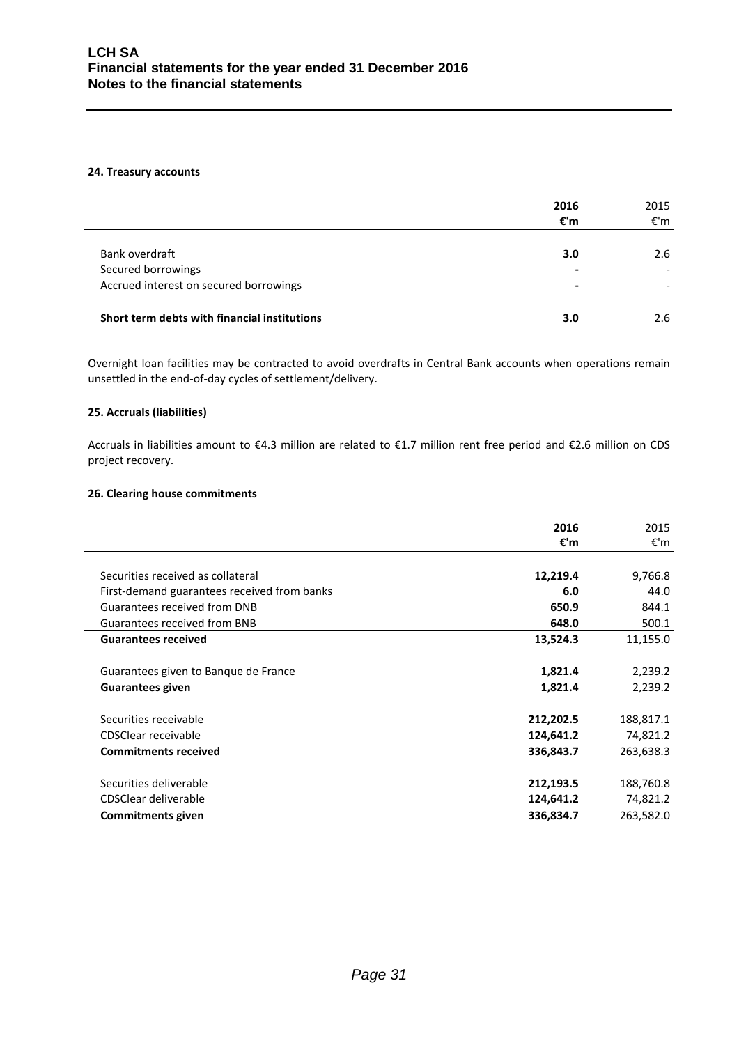#### 24. Treasury accounts

| | 2016 €'m | 2015 €'m |
|---|---|---|
| Bank overdraft | **3.0** | 2.6 |
| Secured borrowings | **-** | - |
| Accrued interest on secured borrowings | **-** | - |
| **Short term debts with financial institutions** | **3.0** | 2.6 |

Overnight loan facilities may be contracted to avoid overdrafts in Central Bank accounts when operations remain unsettled in the end-of-day cycles of settlement/delivery.

#### 25. Accruals (liabilities)

Accruals in liabilities amount to €4.3 million are related to €1.7 million rent free period and €2.6 million on CDS project recovery.

#### 26. Clearing house commitments

| | 2016 €'m | 2015 €'m |
|---|---|---|
| Securities received as collateral | **12,219.4** | 9,766.8 |
| First-demand guarantees received from banks | **6.0** | 44.0 |
| Guarantees received from DNB | **650.9** | 844.1 |
| Guarantees received from BNB | **648.0** | 500.1 |
| **Guarantees received** | **13,524.3** | 11,155.0 |
| Guarantees given to Banque de France | **1,821.4** | 2,239.2 |
| **Guarantees given** | **1,821.4** | 2,239.2 |
| Securities receivable | **212,202.5** | 188,817.1 |
| CDSClear receivable | **124,641.2** | 74,821.2 |
| **Commitments received** | **336,843.7** | 263,638.3 |
| Securities deliverable | **212,193.5** | 188,760.8 |
| CDSClear deliverable | **124,641.2** | 74,821.2 |
| **Commitments given** | **336,834.7** | 263,582.0 |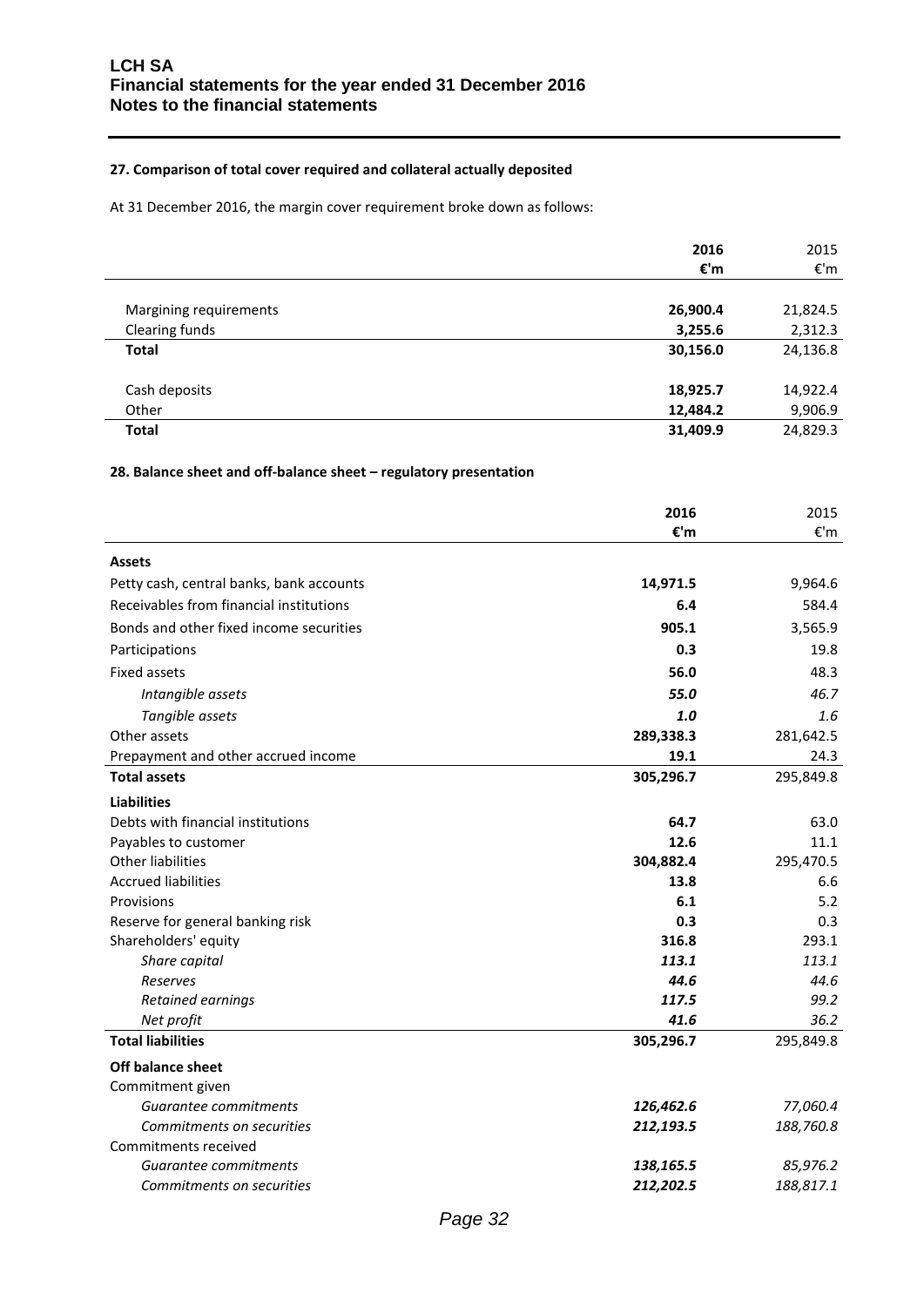### 27. Comparison of total cover required and collateral actually deposited

At 31 December 2016, the margin cover requirement broke down as follows:

| | **2016** | 2015 |
|---|---|---|
| | **€'m** | €'m |
| Margining requirements | **26,900.4** | 21,824.5 |
| Clearing funds | **3,255.6** | 2,312.3 |
| **Total** | **30,156.0** | 24,136.8 |
| Cash deposits | **18,925.7** | 14,922.4 |
| Other | **12,484.2** | 9,906.9 |
| **Total** | **31,409.9** | 24,829.3 |

### 28. Balance sheet and off-balance sheet – regulatory presentation

| | **2016** | 2015 |
|---|---|---|
| | **€'m** | €'m |
| **Assets** | | |
| Petty cash, central banks, bank accounts | **14,971.5** | 9,964.6 |
| Receivables from financial institutions | **6.4** | 584.4 |
| Bonds and other fixed income securities | **905.1** | 3,565.9 |
| Participations | **0.3** | 19.8 |
| Fixed assets | **56.0** | 48.3 |
| *Intangible assets* | ***55.0*** | *46.7* |
| *Tangible assets* | ***1.0*** | *1.6* |
| Other assets | **289,338.3** | 281,642.5 |
| Prepayment and other accrued income | **19.1** | 24.3 |
| **Total assets** | **305,296.7** | 295,849.8 |
| **Liabilities** | | |
| Debts with financial institutions | **64.7** | 63.0 |
| Payables to customer | **12.6** | 11.1 |
| Other liabilities | **304,882.4** | 295,470.5 |
| Accrued liabilities | **13.8** | 6.6 |
| Provisions | **6.1** | 5.2 |
| Reserve for general banking risk | **0.3** | 0.3 |
| Shareholders' equity | **316.8** | 293.1 |
| *Share capital* | ***113.1*** | *113.1* |
| *Reserves* | ***44.6*** | *44.6* |
| *Retained earnings* | ***117.5*** | *99.2* |
| *Net profit* | ***41.6*** | *36.2* |
| **Total liabilities** | **305,296.7** | 295,849.8 |
| **Off balance sheet** | | |
| Commitment given | | |
| *Guarantee commitments* | ***126,462.6*** | *77,060.4* |
| *Commitments on securities* | ***212,193.5*** | *188,760.8* |
| Commitments received | | |
| *Guarantee commitments* | ***138,165.5*** | *85,976.2* |
| *Commitments on securities* | ***212,202.5*** | *188,817.1* |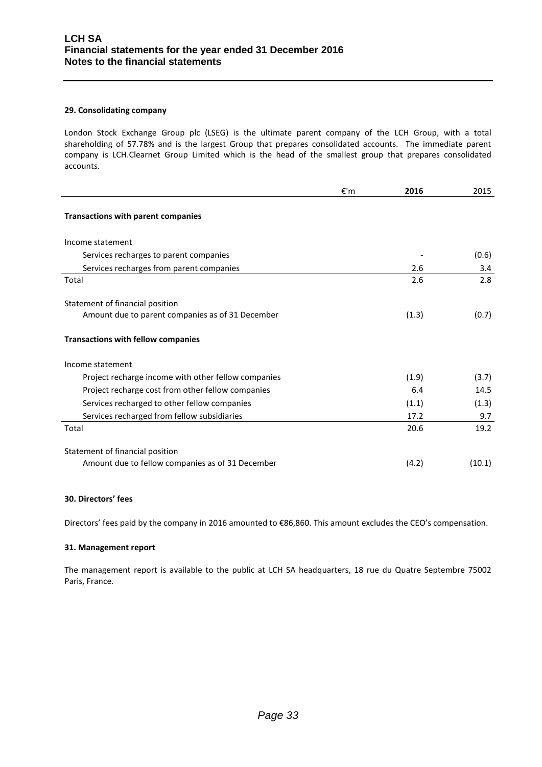#### 29. Consolidating company

London Stock Exchange Group plc (LSEG) is the ultimate parent company of the LCH Group, with a total shareholding of 57.78% and is the largest Group that prepares consolidated accounts. The immediate parent company is LCH.Clearnet Group Limited which is the head of the smallest group that prepares consolidated accounts.

| €'m | 2016 | 2015 |
|---|---|---|
| **Transactions with parent companies** | | |
| Income statement | | |
| Services recharges to parent companies | - | (0.6) |
| Services recharges from parent companies | 2.6 | 3.4 |
| Total | 2.6 | 2.8 |
| Statement of financial position | | |
| Amount due to parent companies as of 31 December | (1.3) | (0.7) |
| **Transactions with fellow companies** | | |
| Income statement | | |
| Project recharge income with other fellow companies | (1.9) | (3.7) |
| Project recharge cost from other fellow companies | 6.4 | 14.5 |
| Services recharged to other fellow companies | (1.1) | (1.3) |
| Services recharged from fellow subsidiaries | 17.2 | 9.7 |
| Total | 20.6 | 19.2 |
| Statement of financial position | | |
| Amount due to fellow companies as of 31 December | (4.2) | (10.1) |

#### 30. Directors' fees

Directors' fees paid by the company in 2016 amounted to €86,860. This amount excludes the CEO's compensation.

#### 31. Management report

The management report is available to the public at LCH SA headquarters, 18 rue du Quatre Septembre 75002 Paris, France.